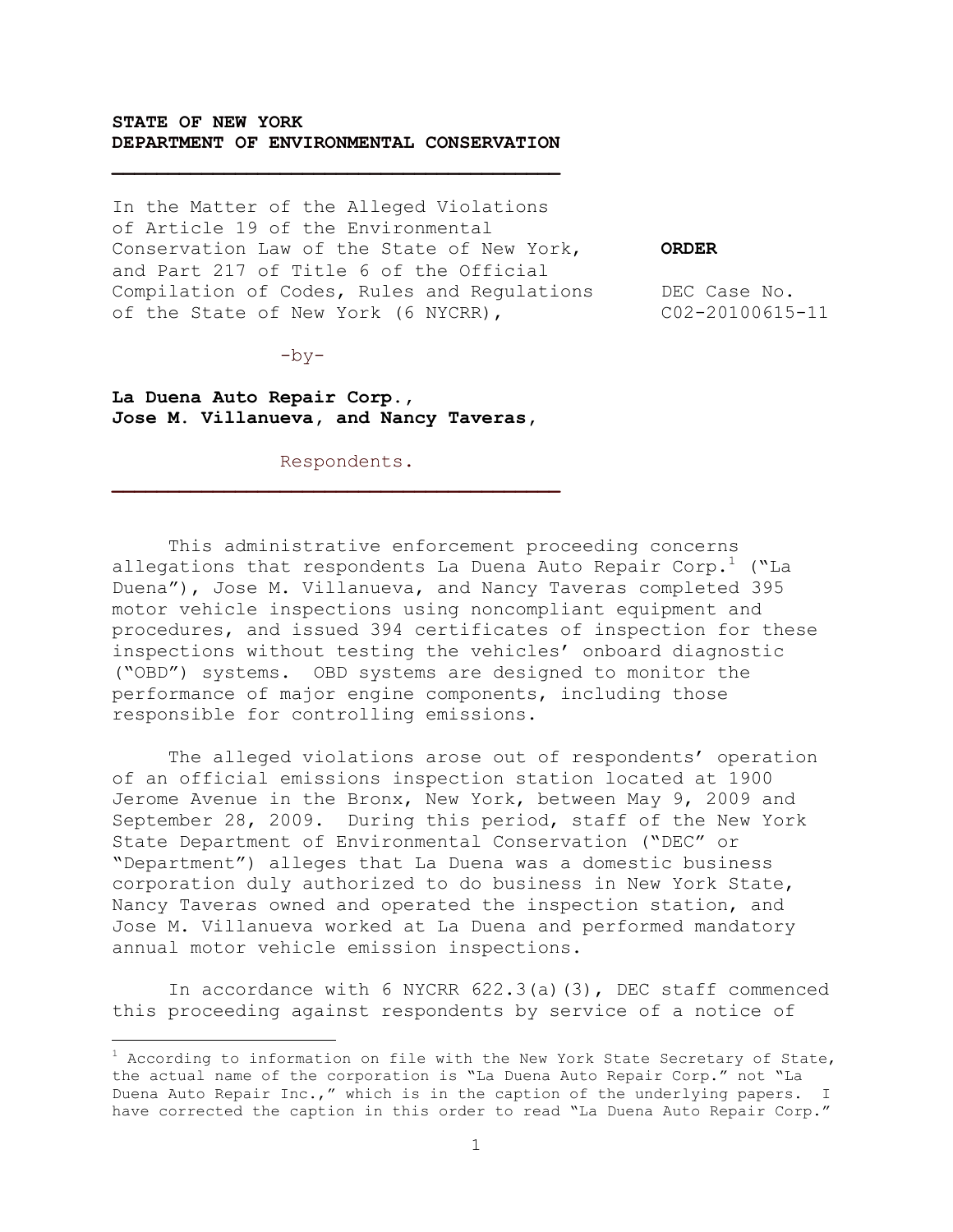**STATE OF NEW YORK**
**DEPARTMENT OF ENVIRONMENTAL CONSERVATION**

---

In the Matter of the Alleged Violations of Article 19 of the Environmental Conservation Law of the State of New York, and Part 217 of Title 6 of the Official Compilation of Codes, Rules and Regulations of the State of New York (6 NYCRR),

-by-

**La Duena Auto Repair Corp.,**
**Jose M. Villanueva, and Nancy Taveras,**

Respondents.

---

**ORDER**

DEC Case No. C02-20100615-11

This administrative enforcement proceeding concerns allegations that respondents La Duena Auto Repair Corp.[1] ("La Duena"), Jose M. Villanueva, and Nancy Taveras completed 395 motor vehicle inspections using noncompliant equipment and procedures, and issued 394 certificates of inspection for these inspections without testing the vehicles' onboard diagnostic ("OBD") systems. OBD systems are designed to monitor the performance of major engine components, including those responsible for controlling emissions.

The alleged violations arose out of respondents' operation of an official emissions inspection station located at 1900 Jerome Avenue in the Bronx, New York, between May 9, 2009 and September 28, 2009. During this period, staff of the New York State Department of Environmental Conservation ("DEC" or "Department") alleges that La Duena was a domestic business corporation duly authorized to do business in New York State, Nancy Taveras owned and operated the inspection station, and Jose M. Villanueva worked at La Duena and performed mandatory annual motor vehicle emission inspections.

In accordance with 6 NYCRR 622.3(a)(3), DEC staff commenced this proceeding against respondents by service of a notice of

[1] According to information on file with the New York State Secretary of State, the actual name of the corporation is "La Duena Auto Repair Corp." not "La Duena Auto Repair Inc.," which is in the caption of the underlying papers. I have corrected the caption in this order to read "La Duena Auto Repair Corp."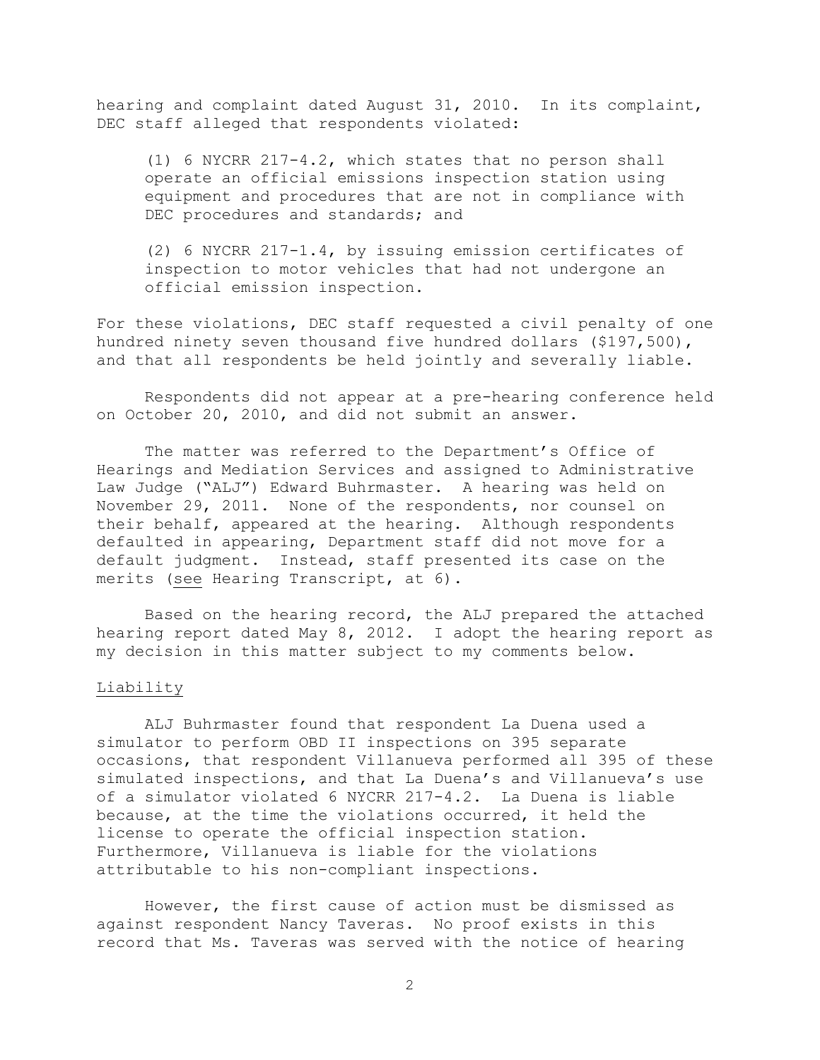hearing and complaint dated August 31, 2010. In its complaint, DEC staff alleged that respondents violated:

> (1) 6 NYCRR 217-4.2, which states that no person shall operate an official emissions inspection station using equipment and procedures that are not in compliance with DEC procedures and standards; and
>
> (2) 6 NYCRR 217-1.4, by issuing emission certificates of inspection to motor vehicles that had not undergone an official emission inspection.

For these violations, DEC staff requested a civil penalty of one hundred ninety seven thousand five hundred dollars ($197,500), and that all respondents be held jointly and severally liable.

Respondents did not appear at a pre-hearing conference held on October 20, 2010, and did not submit an answer.

The matter was referred to the Department's Office of Hearings and Mediation Services and assigned to Administrative Law Judge ("ALJ") Edward Buhrmaster. A hearing was held on November 29, 2011. None of the respondents, nor counsel on their behalf, appeared at the hearing. Although respondents defaulted in appearing, Department staff did not move for a default judgment. Instead, staff presented its case on the merits (see Hearing Transcript, at 6).

Based on the hearing record, the ALJ prepared the attached hearing report dated May 8, 2012. I adopt the hearing report as my decision in this matter subject to my comments below.

## Liability

ALJ Buhrmaster found that respondent La Duena used a simulator to perform OBD II inspections on 395 separate occasions, that respondent Villanueva performed all 395 of these simulated inspections, and that La Duena's and Villanueva's use of a simulator violated 6 NYCRR 217-4.2. La Duena is liable because, at the time the violations occurred, it held the license to operate the official inspection station. Furthermore, Villanueva is liable for the violations attributable to his non-compliant inspections.

However, the first cause of action must be dismissed as against respondent Nancy Taveras. No proof exists in this record that Ms. Taveras was served with the notice of hearing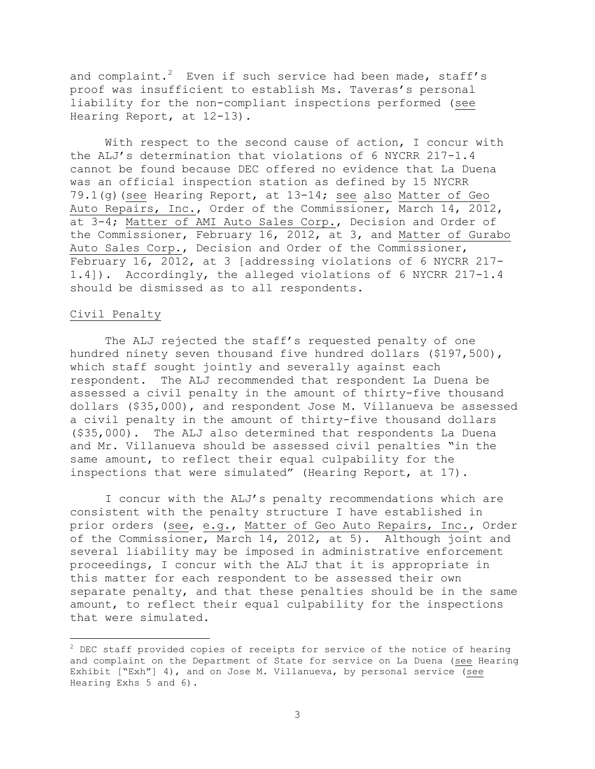and complaint.[2] Even if such service had been made, staff's proof was insufficient to establish Ms. Taveras's personal liability for the non-compliant inspections performed (see Hearing Report, at 12-13).

With respect to the second cause of action, I concur with the ALJ's determination that violations of 6 NYCRR 217-1.4 cannot be found because DEC offered no evidence that La Duena was an official inspection station as defined by 15 NYCRR 79.1(g)(see Hearing Report, at 13-14; see also Matter of Geo Auto Repairs, Inc., Order of the Commissioner, March 14, 2012, at 3-4; Matter of AMI Auto Sales Corp., Decision and Order of the Commissioner, February 16, 2012, at 3, and Matter of Gurabo Auto Sales Corp., Decision and Order of the Commissioner, February 16, 2012, at 3 [addressing violations of 6 NYCRR 217-1.4]). Accordingly, the alleged violations of 6 NYCRR 217-1.4 should be dismissed as to all respondents.

Civil Penalty

The ALJ rejected the staff's requested penalty of one hundred ninety seven thousand five hundred dollars ($197,500), which staff sought jointly and severally against each respondent. The ALJ recommended that respondent La Duena be assessed a civil penalty in the amount of thirty-five thousand dollars ($35,000), and respondent Jose M. Villanueva be assessed a civil penalty in the amount of thirty-five thousand dollars ($35,000). The ALJ also determined that respondents La Duena and Mr. Villanueva should be assessed civil penalties "in the same amount, to reflect their equal culpability for the inspections that were simulated" (Hearing Report, at 17).

I concur with the ALJ's penalty recommendations which are consistent with the penalty structure I have established in prior orders (see, e.g., Matter of Geo Auto Repairs, Inc., Order of the Commissioner, March 14, 2012, at 5). Although joint and several liability may be imposed in administrative enforcement proceedings, I concur with the ALJ that it is appropriate in this matter for each respondent to be assessed their own separate penalty, and that these penalties should be in the same amount, to reflect their equal culpability for the inspections that were simulated.

---

[2] DEC staff provided copies of receipts for service of the notice of hearing and complaint on the Department of State for service on La Duena (see Hearing Exhibit ["Exh"] 4), and on Jose M. Villanueva, by personal service (see Hearing Exhs 5 and 6).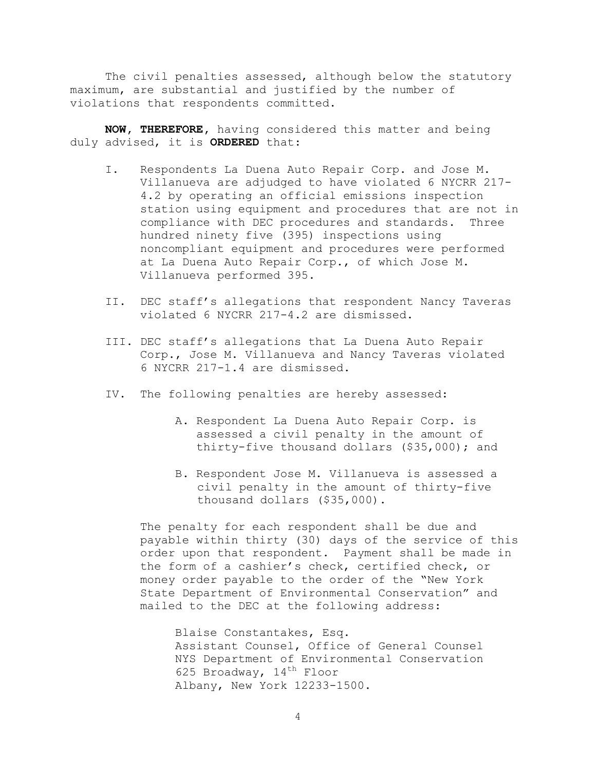The civil penalties assessed, although below the statutory maximum, are substantial and justified by the number of violations that respondents committed.

**NOW, THEREFORE,** having considered this matter and being duly advised, it is **ORDERED** that:

I. Respondents La Duena Auto Repair Corp. and Jose M. Villanueva are adjudged to have violated 6 NYCRR 217-4.2 by operating an official emissions inspection station using equipment and procedures that are not in compliance with DEC procedures and standards. Three hundred ninety five (395) inspections using noncompliant equipment and procedures were performed at La Duena Auto Repair Corp., of which Jose M. Villanueva performed 395.

II. DEC staff's allegations that respondent Nancy Taveras violated 6 NYCRR 217-4.2 are dismissed.

III. DEC staff's allegations that La Duena Auto Repair Corp., Jose M. Villanueva and Nancy Taveras violated 6 NYCRR 217-1.4 are dismissed.

IV. The following penalties are hereby assessed:

A. Respondent La Duena Auto Repair Corp. is assessed a civil penalty in the amount of thirty-five thousand dollars ($35,000); and

B. Respondent Jose M. Villanueva is assessed a civil penalty in the amount of thirty-five thousand dollars ($35,000).

The penalty for each respondent shall be due and payable within thirty (30) days of the service of this order upon that respondent. Payment shall be made in the form of a cashier's check, certified check, or money order payable to the order of the "New York State Department of Environmental Conservation" and mailed to the DEC at the following address:

Blaise Constantakes, Esq.
Assistant Counsel, Office of General Counsel
NYS Department of Environmental Conservation
625 Broadway, 14th Floor
Albany, New York 12233-1500.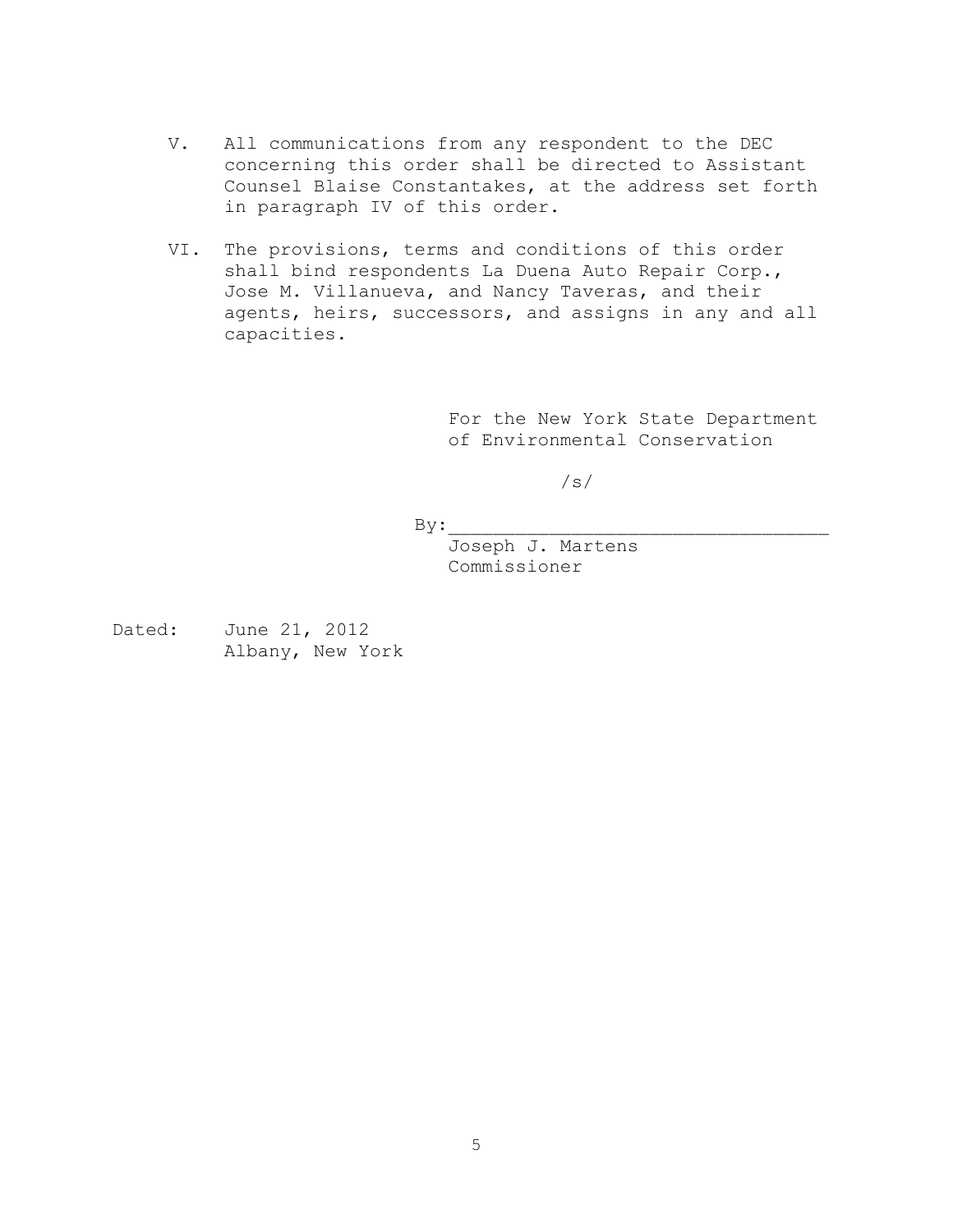V. All communications from any respondent to the DEC concerning this order shall be directed to Assistant Counsel Blaise Constantakes, at the address set forth in paragraph IV of this order.

VI. The provisions, terms and conditions of this order shall bind respondents La Duena Auto Repair Corp., Jose M. Villanueva, and Nancy Taveras, and their agents, heirs, successors, and assigns in any and all capacities.

For the New York State Department of Environmental Conservation

/s/

By:\_\_\_\_\_\_\_\_\_\_\_\_\_\_\_\_\_\_\_\_\_\_\_\_\_\_\_\_\_\_\_\_\_\_
Joseph J. Martens
Commissioner

Dated: June 21, 2012
Albany, New York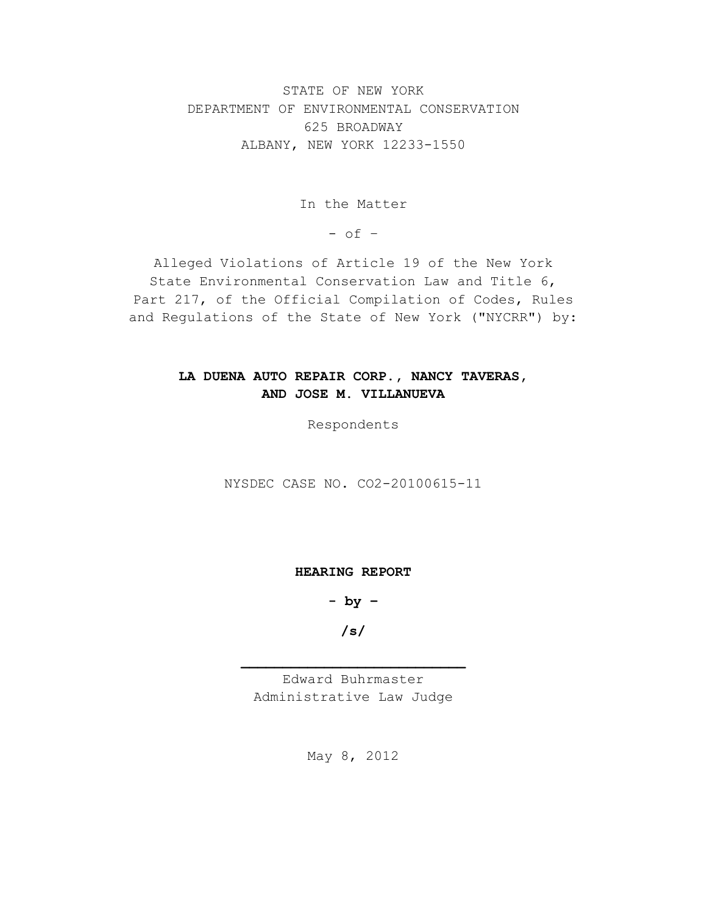STATE OF NEW YORK
DEPARTMENT OF ENVIRONMENTAL CONSERVATION
625 BROADWAY
ALBANY, NEW YORK 12233-1550

In the Matter

- of -

Alleged Violations of Article 19 of the New York State Environmental Conservation Law and Title 6, Part 217, of the Official Compilation of Codes, Rules and Regulations of the State of New York ("NYCRR") by:

**LA DUENA AUTO REPAIR CORP., NANCY TAVERAS, AND JOSE M. VILLANUEVA**

Respondents

NYSDEC CASE NO. CO2-20100615-11

**HEARING REPORT**

**- by -**

**/s/**

Edward Buhrmaster
Administrative Law Judge

May 8, 2012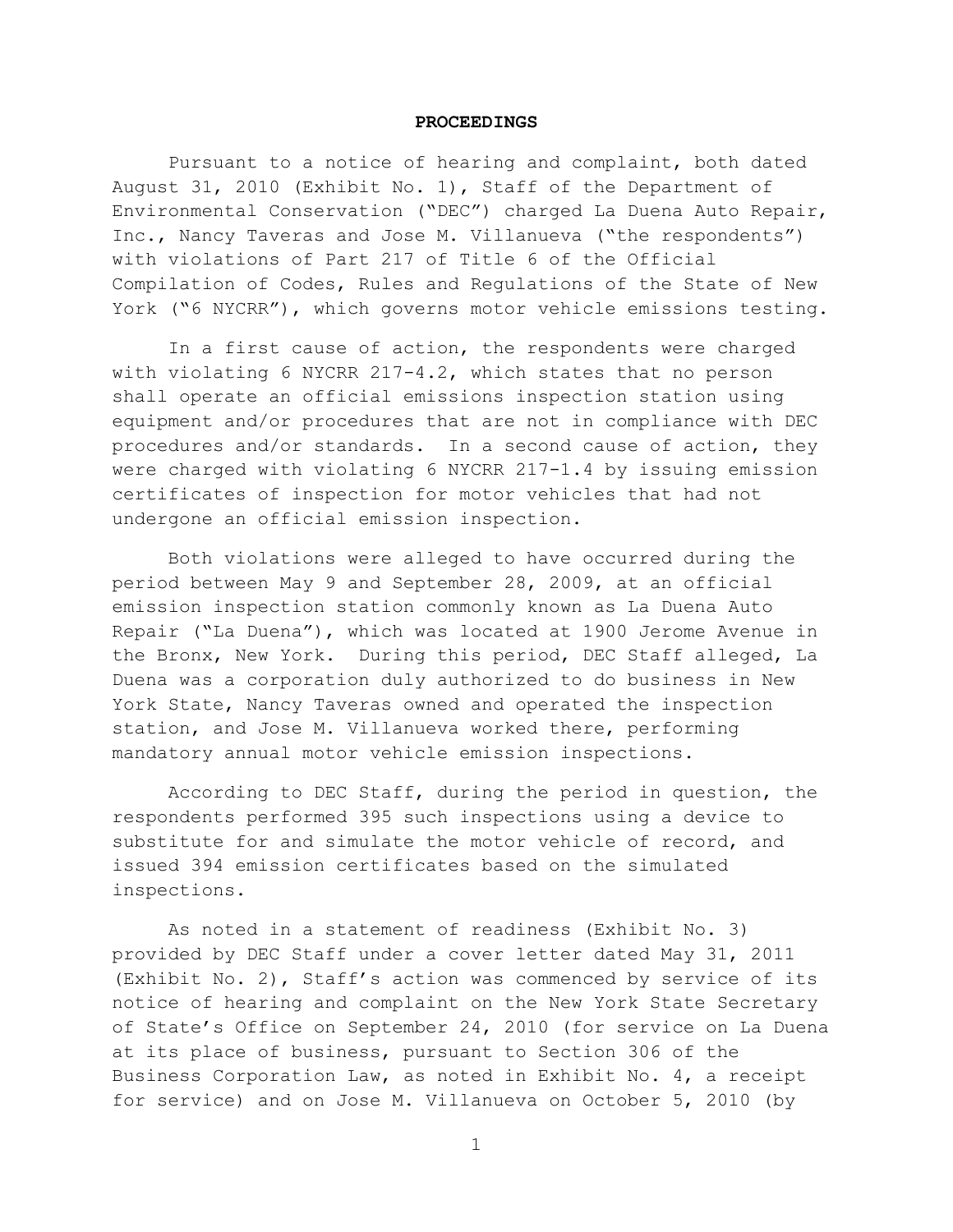## PROCEEDINGS

Pursuant to a notice of hearing and complaint, both dated August 31, 2010 (Exhibit No. 1), Staff of the Department of Environmental Conservation ("DEC") charged La Duena Auto Repair, Inc., Nancy Taveras and Jose M. Villanueva ("the respondents") with violations of Part 217 of Title 6 of the Official Compilation of Codes, Rules and Regulations of the State of New York ("6 NYCRR"), which governs motor vehicle emissions testing.

In a first cause of action, the respondents were charged with violating 6 NYCRR 217-4.2, which states that no person shall operate an official emissions inspection station using equipment and/or procedures that are not in compliance with DEC procedures and/or standards. In a second cause of action, they were charged with violating 6 NYCRR 217-1.4 by issuing emission certificates of inspection for motor vehicles that had not undergone an official emission inspection.

Both violations were alleged to have occurred during the period between May 9 and September 28, 2009, at an official emission inspection station commonly known as La Duena Auto Repair ("La Duena"), which was located at 1900 Jerome Avenue in the Bronx, New York. During this period, DEC Staff alleged, La Duena was a corporation duly authorized to do business in New York State, Nancy Taveras owned and operated the inspection station, and Jose M. Villanueva worked there, performing mandatory annual motor vehicle emission inspections.

According to DEC Staff, during the period in question, the respondents performed 395 such inspections using a device to substitute for and simulate the motor vehicle of record, and issued 394 emission certificates based on the simulated inspections.

As noted in a statement of readiness (Exhibit No. 3) provided by DEC Staff under a cover letter dated May 31, 2011 (Exhibit No. 2), Staff's action was commenced by service of its notice of hearing and complaint on the New York State Secretary of State's Office on September 24, 2010 (for service on La Duena at its place of business, pursuant to Section 306 of the Business Corporation Law, as noted in Exhibit No. 4, a receipt for service) and on Jose M. Villanueva on October 5, 2010 (by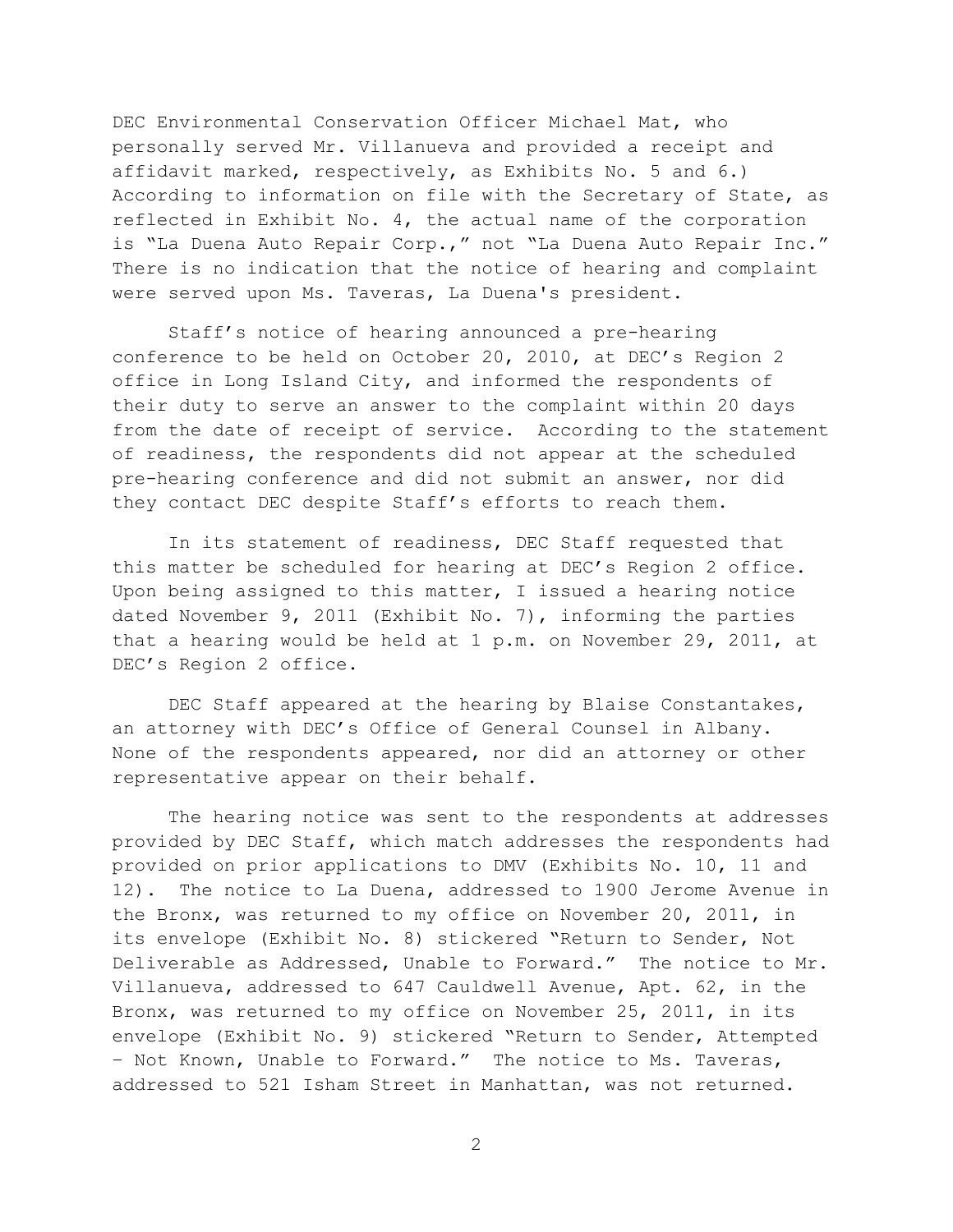DEC Environmental Conservation Officer Michael Mat, who personally served Mr. Villanueva and provided a receipt and affidavit marked, respectively, as Exhibits No. 5 and 6.) According to information on file with the Secretary of State, as reflected in Exhibit No. 4, the actual name of the corporation is "La Duena Auto Repair Corp.," not "La Duena Auto Repair Inc." There is no indication that the notice of hearing and complaint were served upon Ms. Taveras, La Duena's president.

Staff's notice of hearing announced a pre-hearing conference to be held on October 20, 2010, at DEC's Region 2 office in Long Island City, and informed the respondents of their duty to serve an answer to the complaint within 20 days from the date of receipt of service. According to the statement of readiness, the respondents did not appear at the scheduled pre-hearing conference and did not submit an answer, nor did they contact DEC despite Staff's efforts to reach them.

In its statement of readiness, DEC Staff requested that this matter be scheduled for hearing at DEC's Region 2 office. Upon being assigned to this matter, I issued a hearing notice dated November 9, 2011 (Exhibit No. 7), informing the parties that a hearing would be held at 1 p.m. on November 29, 2011, at DEC's Region 2 office.

DEC Staff appeared at the hearing by Blaise Constantakes, an attorney with DEC's Office of General Counsel in Albany. None of the respondents appeared, nor did an attorney or other representative appear on their behalf.

The hearing notice was sent to the respondents at addresses provided by DEC Staff, which match addresses the respondents had provided on prior applications to DMV (Exhibits No. 10, 11 and 12). The notice to La Duena, addressed to 1900 Jerome Avenue in the Bronx, was returned to my office on November 20, 2011, in its envelope (Exhibit No. 8) stickered "Return to Sender, Not Deliverable as Addressed, Unable to Forward." The notice to Mr. Villanueva, addressed to 647 Cauldwell Avenue, Apt. 62, in the Bronx, was returned to my office on November 25, 2011, in its envelope (Exhibit No. 9) stickered "Return to Sender, Attempted – Not Known, Unable to Forward." The notice to Ms. Taveras, addressed to 521 Isham Street in Manhattan, was not returned.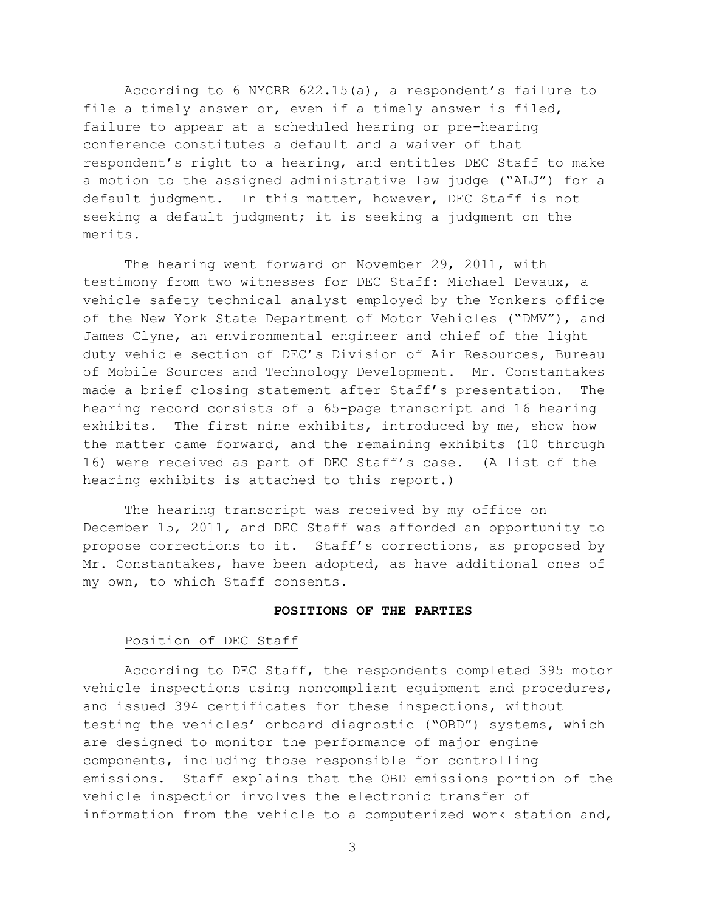According to 6 NYCRR 622.15(a), a respondent's failure to file a timely answer or, even if a timely answer is filed, failure to appear at a scheduled hearing or pre-hearing conference constitutes a default and a waiver of that respondent's right to a hearing, and entitles DEC Staff to make a motion to the assigned administrative law judge ("ALJ") for a default judgment. In this matter, however, DEC Staff is not seeking a default judgment; it is seeking a judgment on the merits.

The hearing went forward on November 29, 2011, with testimony from two witnesses for DEC Staff: Michael Devaux, a vehicle safety technical analyst employed by the Yonkers office of the New York State Department of Motor Vehicles ("DMV"), and James Clyne, an environmental engineer and chief of the light duty vehicle section of DEC's Division of Air Resources, Bureau of Mobile Sources and Technology Development. Mr. Constantakes made a brief closing statement after Staff's presentation. The hearing record consists of a 65-page transcript and 16 hearing exhibits. The first nine exhibits, introduced by me, show how the matter came forward, and the remaining exhibits (10 through 16) were received as part of DEC Staff's case. (A list of the hearing exhibits is attached to this report.)

The hearing transcript was received by my office on December 15, 2011, and DEC Staff was afforded an opportunity to propose corrections to it. Staff's corrections, as proposed by Mr. Constantakes, have been adopted, as have additional ones of my own, to which Staff consents.

## POSITIONS OF THE PARTIES

### Position of DEC Staff

According to DEC Staff, the respondents completed 395 motor vehicle inspections using noncompliant equipment and procedures, and issued 394 certificates for these inspections, without testing the vehicles' onboard diagnostic ("OBD") systems, which are designed to monitor the performance of major engine components, including those responsible for controlling emissions. Staff explains that the OBD emissions portion of the vehicle inspection involves the electronic transfer of information from the vehicle to a computerized work station and,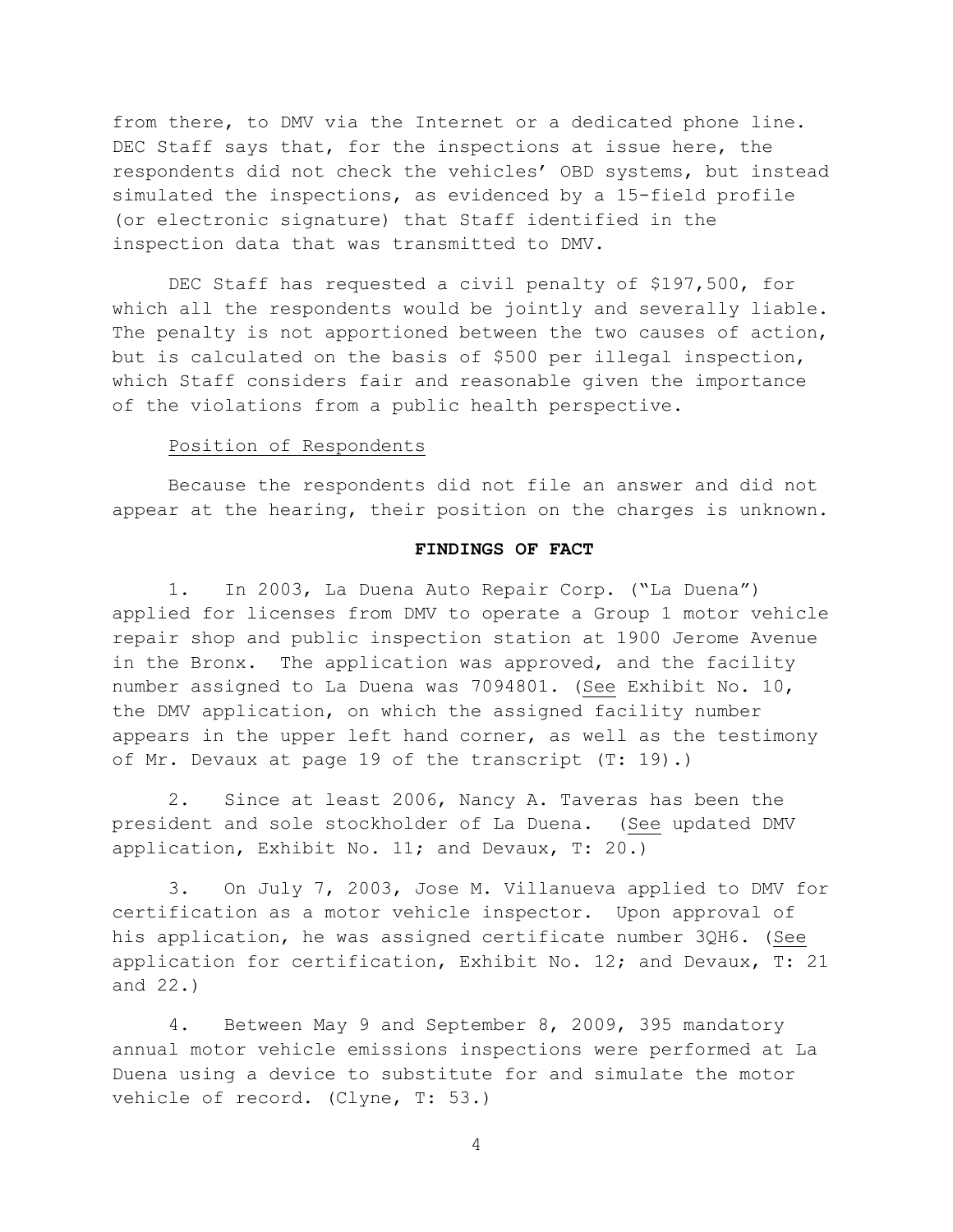from there, to DMV via the Internet or a dedicated phone line. DEC Staff says that, for the inspections at issue here, the respondents did not check the vehicles' OBD systems, but instead simulated the inspections, as evidenced by a 15-field profile (or electronic signature) that Staff identified in the inspection data that was transmitted to DMV.

DEC Staff has requested a civil penalty of $197,500, for which all the respondents would be jointly and severally liable. The penalty is not apportioned between the two causes of action, but is calculated on the basis of $500 per illegal inspection, which Staff considers fair and reasonable given the importance of the violations from a public health perspective.

Position of Respondents

Because the respondents did not file an answer and did not appear at the hearing, their position on the charges is unknown.

**FINDINGS OF FACT**

1. In 2003, La Duena Auto Repair Corp. ("La Duena") applied for licenses from DMV to operate a Group 1 motor vehicle repair shop and public inspection station at 1900 Jerome Avenue in the Bronx. The application was approved, and the facility number assigned to La Duena was 7094801. (See Exhibit No. 10, the DMV application, on which the assigned facility number appears in the upper left hand corner, as well as the testimony of Mr. Devaux at page 19 of the transcript (T: 19).)

2. Since at least 2006, Nancy A. Taveras has been the president and sole stockholder of La Duena. (See updated DMV application, Exhibit No. 11; and Devaux, T: 20.)

3. On July 7, 2003, Jose M. Villanueva applied to DMV for certification as a motor vehicle inspector. Upon approval of his application, he was assigned certificate number 3QH6. (See application for certification, Exhibit No. 12; and Devaux, T: 21 and 22.)

4. Between May 9 and September 8, 2009, 395 mandatory annual motor vehicle emissions inspections were performed at La Duena using a device to substitute for and simulate the motor vehicle of record. (Clyne, T: 53.)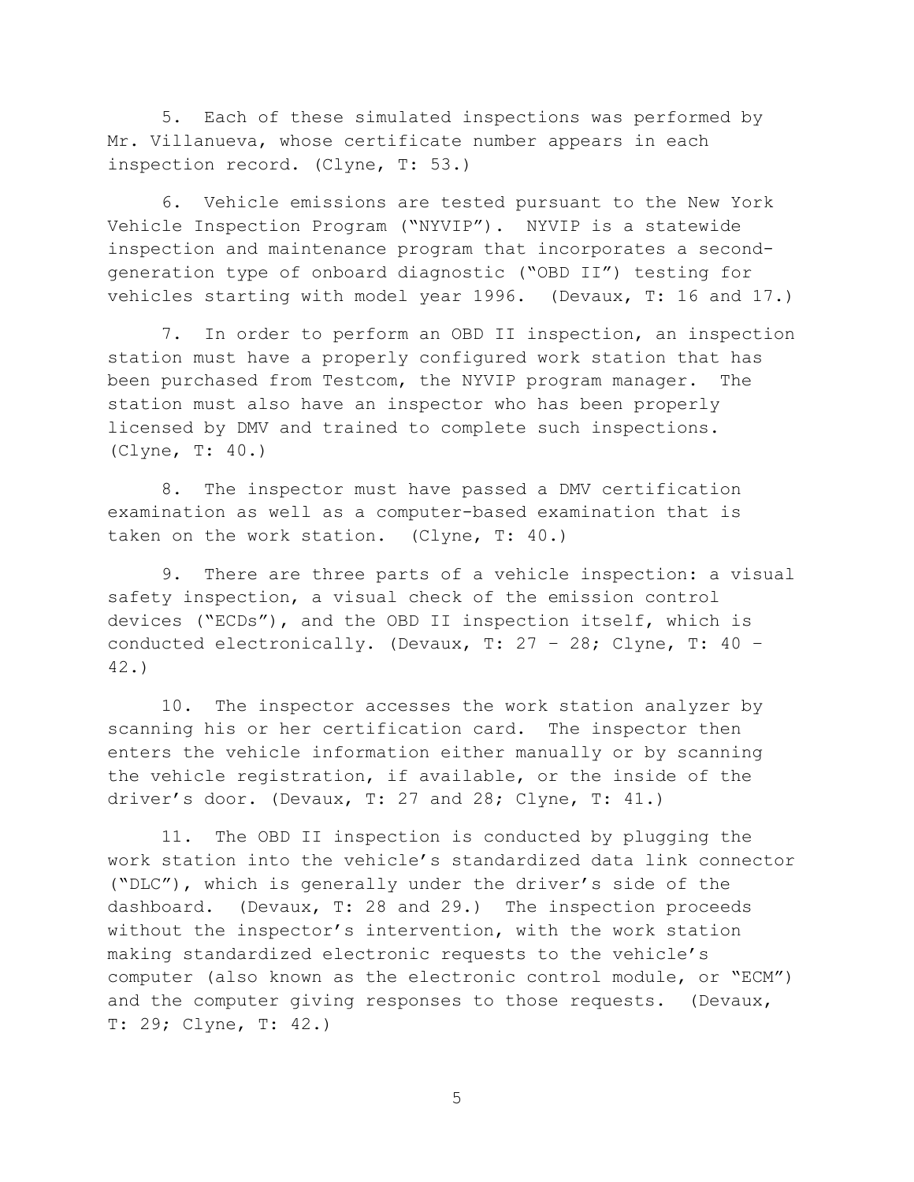5. Each of these simulated inspections was performed by Mr. Villanueva, whose certificate number appears in each inspection record. (Clyne, T: 53.)

6. Vehicle emissions are tested pursuant to the New York Vehicle Inspection Program ("NYVIP"). NYVIP is a statewide inspection and maintenance program that incorporates a second-generation type of onboard diagnostic ("OBD II") testing for vehicles starting with model year 1996. (Devaux, T: 16 and 17.)

7. In order to perform an OBD II inspection, an inspection station must have a properly configured work station that has been purchased from Testcom, the NYVIP program manager. The station must also have an inspector who has been properly licensed by DMV and trained to complete such inspections. (Clyne, T: 40.)

8. The inspector must have passed a DMV certification examination as well as a computer-based examination that is taken on the work station. (Clyne, T: 40.)

9. There are three parts of a vehicle inspection: a visual safety inspection, a visual check of the emission control devices ("ECDs"), and the OBD II inspection itself, which is conducted electronically. (Devaux, T: 27 – 28; Clyne, T: 40 – 42.)

10. The inspector accesses the work station analyzer by scanning his or her certification card. The inspector then enters the vehicle information either manually or by scanning the vehicle registration, if available, or the inside of the driver's door. (Devaux, T: 27 and 28; Clyne, T: 41.)

11. The OBD II inspection is conducted by plugging the work station into the vehicle's standardized data link connector ("DLC"), which is generally under the driver's side of the dashboard. (Devaux, T: 28 and 29.) The inspection proceeds without the inspector's intervention, with the work station making standardized electronic requests to the vehicle's computer (also known as the electronic control module, or "ECM") and the computer giving responses to those requests. (Devaux, T: 29; Clyne, T: 42.)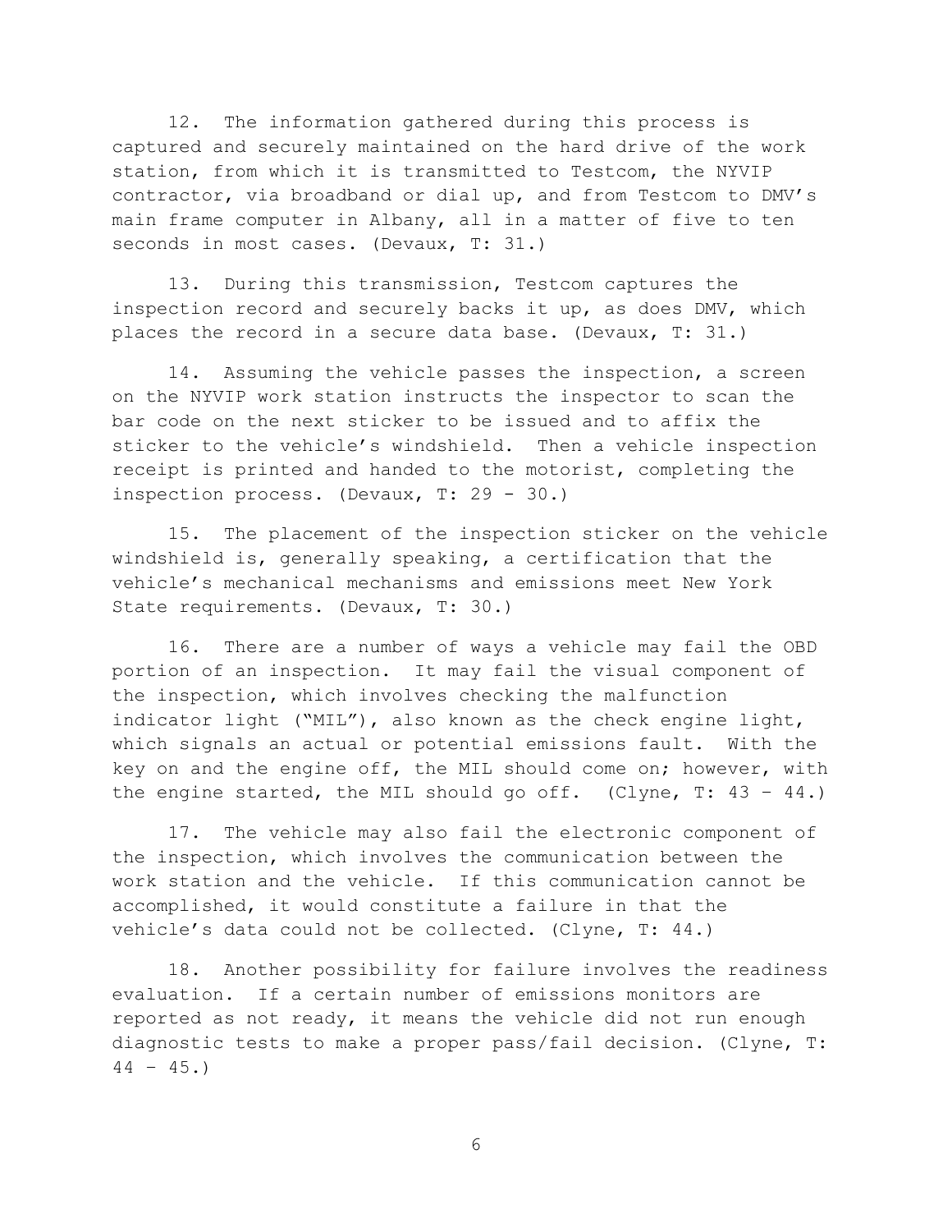12. The information gathered during this process is captured and securely maintained on the hard drive of the work station, from which it is transmitted to Testcom, the NYVIP contractor, via broadband or dial up, and from Testcom to DMV's main frame computer in Albany, all in a matter of five to ten seconds in most cases. (Devaux, T: 31.)

13. During this transmission, Testcom captures the inspection record and securely backs it up, as does DMV, which places the record in a secure data base. (Devaux, T: 31.)

14. Assuming the vehicle passes the inspection, a screen on the NYVIP work station instructs the inspector to scan the bar code on the next sticker to be issued and to affix the sticker to the vehicle's windshield. Then a vehicle inspection receipt is printed and handed to the motorist, completing the inspection process. (Devaux, T: 29 - 30.)

15. The placement of the inspection sticker on the vehicle windshield is, generally speaking, a certification that the vehicle's mechanical mechanisms and emissions meet New York State requirements. (Devaux, T: 30.)

16. There are a number of ways a vehicle may fail the OBD portion of an inspection. It may fail the visual component of the inspection, which involves checking the malfunction indicator light ("MIL"), also known as the check engine light, which signals an actual or potential emissions fault. With the key on and the engine off, the MIL should come on; however, with the engine started, the MIL should go off. (Clyne, T: 43 – 44.)

17. The vehicle may also fail the electronic component of the inspection, which involves the communication between the work station and the vehicle. If this communication cannot be accomplished, it would constitute a failure in that the vehicle's data could not be collected. (Clyne, T: 44.)

18. Another possibility for failure involves the readiness evaluation. If a certain number of emissions monitors are reported as not ready, it means the vehicle did not run enough diagnostic tests to make a proper pass/fail decision. (Clyne, T: 44 – 45.)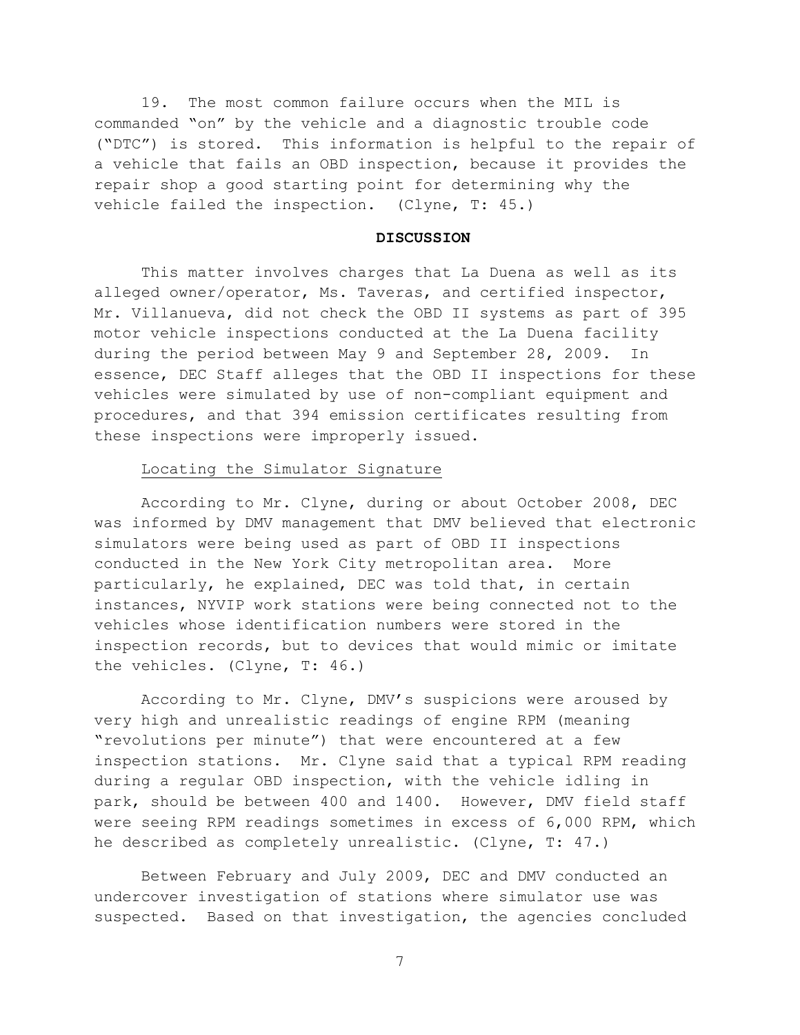19. The most common failure occurs when the MIL is commanded "on" by the vehicle and a diagnostic trouble code ("DTC") is stored. This information is helpful to the repair of a vehicle that fails an OBD inspection, because it provides the repair shop a good starting point for determining why the vehicle failed the inspection. (Clyne, T: 45.)

## DISCUSSION

This matter involves charges that La Duena as well as its alleged owner/operator, Ms. Taveras, and certified inspector, Mr. Villanueva, did not check the OBD II systems as part of 395 motor vehicle inspections conducted at the La Duena facility during the period between May 9 and September 28, 2009. In essence, DEC Staff alleges that the OBD II inspections for these vehicles were simulated by use of non-compliant equipment and procedures, and that 394 emission certificates resulting from these inspections were improperly issued.

### Locating the Simulator Signature

According to Mr. Clyne, during or about October 2008, DEC was informed by DMV management that DMV believed that electronic simulators were being used as part of OBD II inspections conducted in the New York City metropolitan area. More particularly, he explained, DEC was told that, in certain instances, NYVIP work stations were being connected not to the vehicles whose identification numbers were stored in the inspection records, but to devices that would mimic or imitate the vehicles. (Clyne, T: 46.)

According to Mr. Clyne, DMV's suspicions were aroused by very high and unrealistic readings of engine RPM (meaning "revolutions per minute") that were encountered at a few inspection stations. Mr. Clyne said that a typical RPM reading during a regular OBD inspection, with the vehicle idling in park, should be between 400 and 1400. However, DMV field staff were seeing RPM readings sometimes in excess of 6,000 RPM, which he described as completely unrealistic. (Clyne, T: 47.)

Between February and July 2009, DEC and DMV conducted an undercover investigation of stations where simulator use was suspected. Based on that investigation, the agencies concluded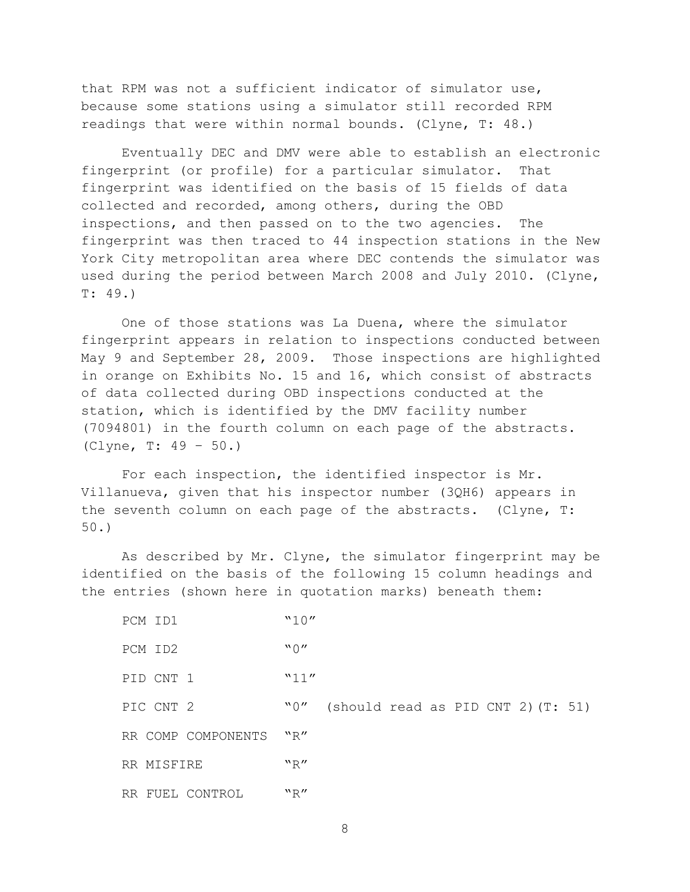that RPM was not a sufficient indicator of simulator use, because some stations using a simulator still recorded RPM readings that were within normal bounds. (Clyne, T: 48.)

Eventually DEC and DMV were able to establish an electronic fingerprint (or profile) for a particular simulator. That fingerprint was identified on the basis of 15 fields of data collected and recorded, among others, during the OBD inspections, and then passed on to the two agencies. The fingerprint was then traced to 44 inspection stations in the New York City metropolitan area where DEC contends the simulator was used during the period between March 2008 and July 2010. (Clyne, T: 49.)

One of those stations was La Duena, where the simulator fingerprint appears in relation to inspections conducted between May 9 and September 28, 2009. Those inspections are highlighted in orange on Exhibits No. 15 and 16, which consist of abstracts of data collected during OBD inspections conducted at the station, which is identified by the DMV facility number (7094801) in the fourth column on each page of the abstracts. (Clyne, T: 49 – 50.)

For each inspection, the identified inspector is Mr. Villanueva, given that his inspector number (3QH6) appears in the seventh column on each page of the abstracts. (Clyne, T: 50.)

As described by Mr. Clyne, the simulator fingerprint may be identified on the basis of the following 15 column headings and the entries (shown here in quotation marks) beneath them:

| | |
|---|---|
| PCM ID1 | "10" |
| PCM ID2 | "0" |
| PID CNT 1 | "11" |
| PIC CNT 2 | "0" (should read as PID CNT 2)(T: 51) |
| RR COMP COMPONENTS | "R" |
| RR MISFIRE | "R" |
| RR FUEL CONTROL | "R" |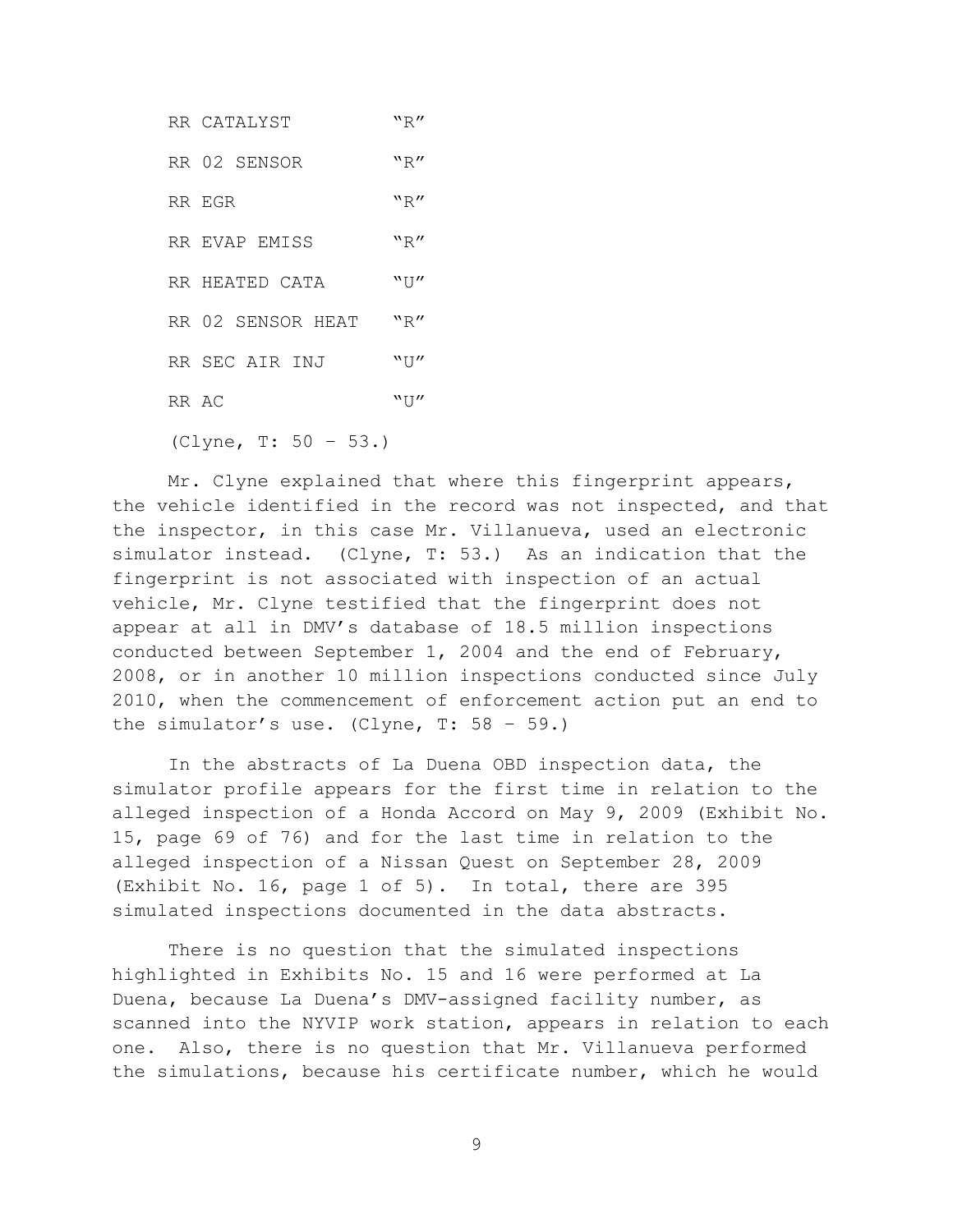| | |
|---|---|
| RR CATALYST | "R" |
| RR 02 SENSOR | "R" |
| RR EGR | "R" |
| RR EVAP EMISS | "R" |
| RR HEATED CATA | "U" |
| RR 02 SENSOR HEAT | "R" |
| RR SEC AIR INJ | "U" |
| RR AC | "U" |

(Clyne, T: 50 – 53.)

Mr. Clyne explained that where this fingerprint appears, the vehicle identified in the record was not inspected, and that the inspector, in this case Mr. Villanueva, used an electronic simulator instead. (Clyne, T: 53.) As an indication that the fingerprint is not associated with inspection of an actual vehicle, Mr. Clyne testified that the fingerprint does not appear at all in DMV's database of 18.5 million inspections conducted between September 1, 2004 and the end of February, 2008, or in another 10 million inspections conducted since July 2010, when the commencement of enforcement action put an end to the simulator's use. (Clyne, T: 58 – 59.)

In the abstracts of La Duena OBD inspection data, the simulator profile appears for the first time in relation to the alleged inspection of a Honda Accord on May 9, 2009 (Exhibit No. 15, page 69 of 76) and for the last time in relation to the alleged inspection of a Nissan Quest on September 28, 2009 (Exhibit No. 16, page 1 of 5). In total, there are 395 simulated inspections documented in the data abstracts.

There is no question that the simulated inspections highlighted in Exhibits No. 15 and 16 were performed at La Duena, because La Duena's DMV-assigned facility number, as scanned into the NYVIP work station, appears in relation to each one. Also, there is no question that Mr. Villanueva performed the simulations, because his certificate number, which he would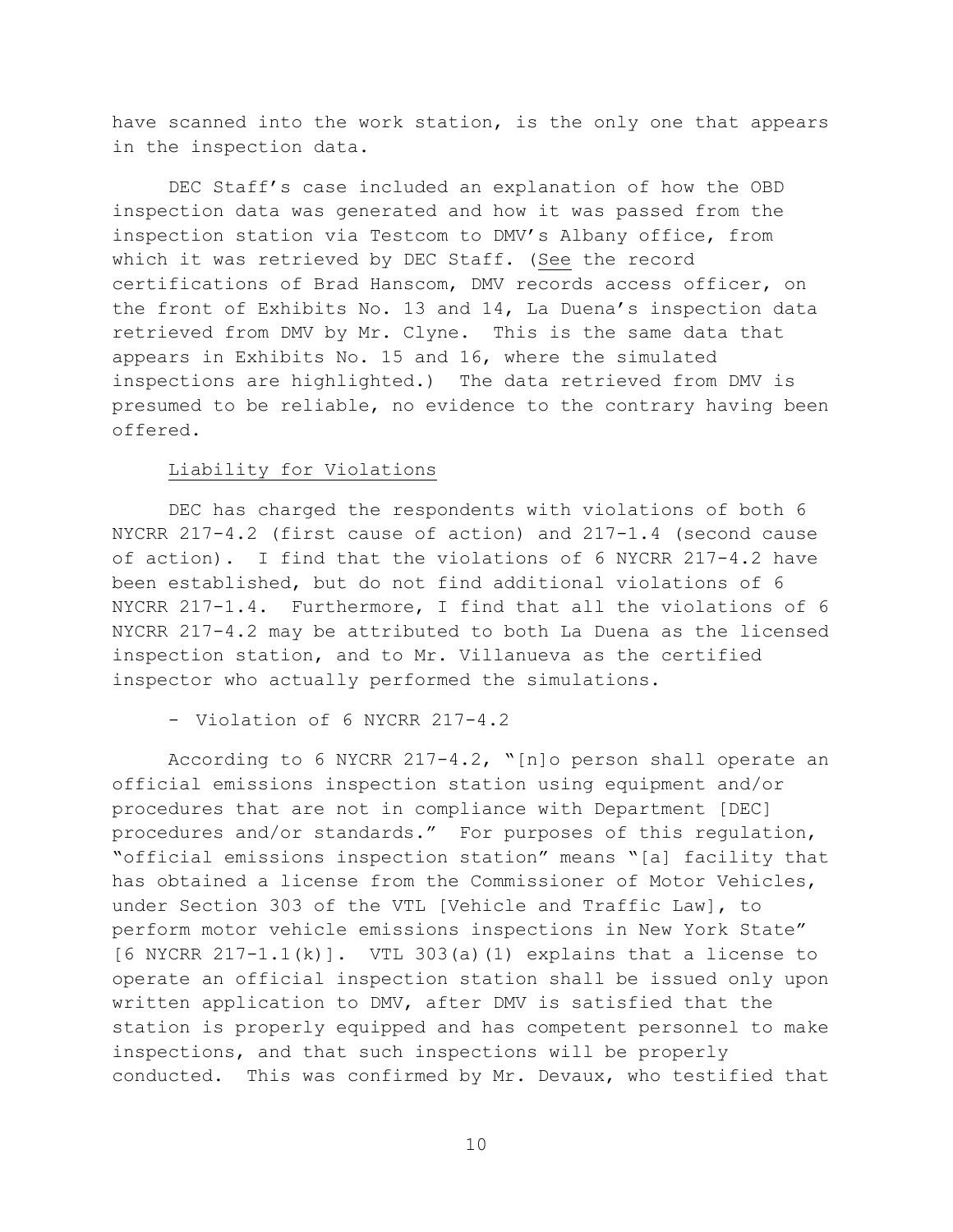have scanned into the work station, is the only one that appears in the inspection data.

DEC Staff's case included an explanation of how the OBD inspection data was generated and how it was passed from the inspection station via Testcom to DMV's Albany office, from which it was retrieved by DEC Staff. (See the record certifications of Brad Hanscom, DMV records access officer, on the front of Exhibits No. 13 and 14, La Duena's inspection data retrieved from DMV by Mr. Clyne. This is the same data that appears in Exhibits No. 15 and 16, where the simulated inspections are highlighted.) The data retrieved from DMV is presumed to be reliable, no evidence to the contrary having been offered.

Liability for Violations

DEC has charged the respondents with violations of both 6 NYCRR 217-4.2 (first cause of action) and 217-1.4 (second cause of action). I find that the violations of 6 NYCRR 217-4.2 have been established, but do not find additional violations of 6 NYCRR 217-1.4. Furthermore, I find that all the violations of 6 NYCRR 217-4.2 may be attributed to both La Duena as the licensed inspection station, and to Mr. Villanueva as the certified inspector who actually performed the simulations.

- Violation of 6 NYCRR 217-4.2

According to 6 NYCRR 217-4.2, "[n]o person shall operate an official emissions inspection station using equipment and/or procedures that are not in compliance with Department [DEC] procedures and/or standards." For purposes of this regulation, "official emissions inspection station" means "[a] facility that has obtained a license from the Commissioner of Motor Vehicles, under Section 303 of the VTL [Vehicle and Traffic Law], to perform motor vehicle emissions inspections in New York State" [6 NYCRR 217-1.1(k)]. VTL 303(a)(1) explains that a license to operate an official inspection station shall be issued only upon written application to DMV, after DMV is satisfied that the station is properly equipped and has competent personnel to make inspections, and that such inspections will be properly conducted. This was confirmed by Mr. Devaux, who testified that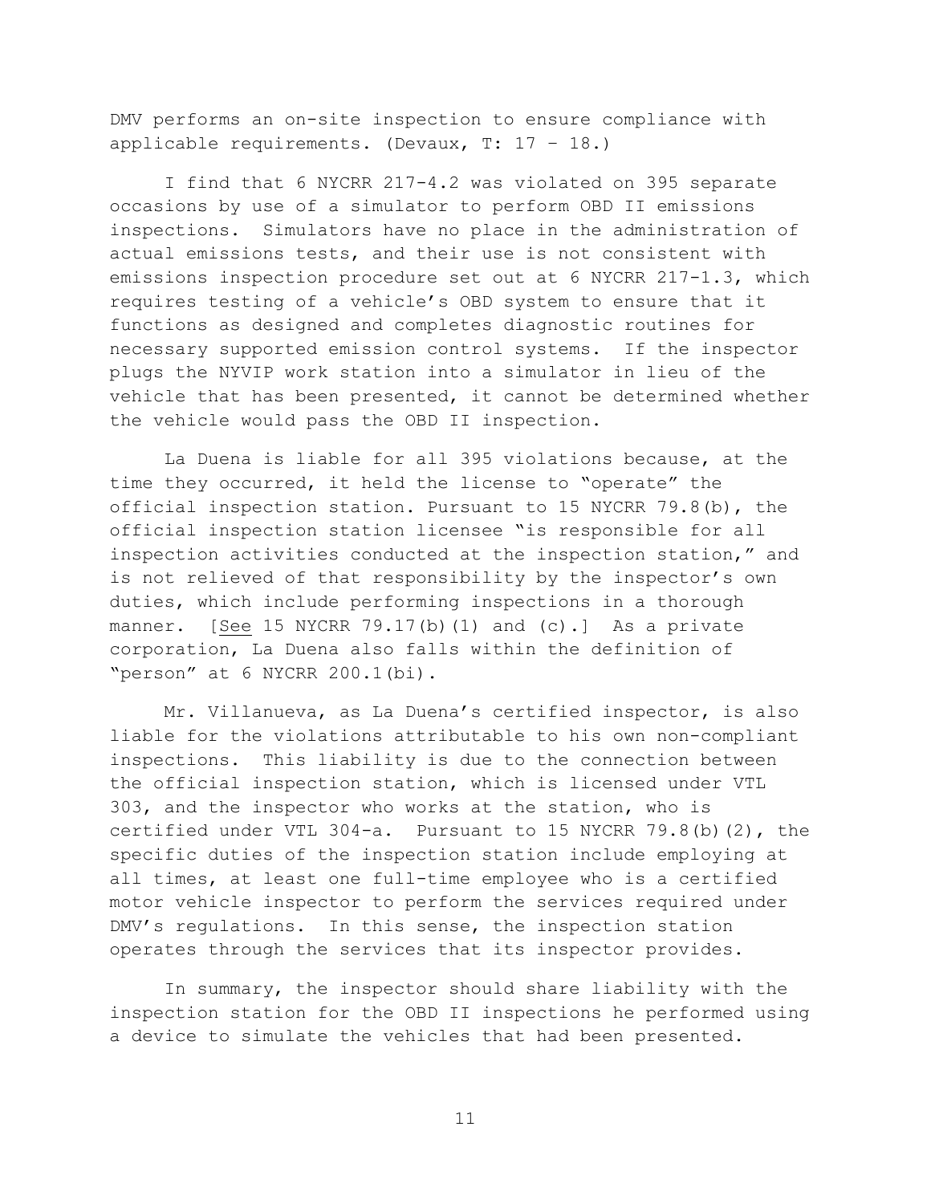DMV performs an on-site inspection to ensure compliance with applicable requirements. (Devaux, T: 17 – 18.)

I find that 6 NYCRR 217-4.2 was violated on 395 separate occasions by use of a simulator to perform OBD II emissions inspections. Simulators have no place in the administration of actual emissions tests, and their use is not consistent with emissions inspection procedure set out at 6 NYCRR 217-1.3, which requires testing of a vehicle's OBD system to ensure that it functions as designed and completes diagnostic routines for necessary supported emission control systems. If the inspector plugs the NYVIP work station into a simulator in lieu of the vehicle that has been presented, it cannot be determined whether the vehicle would pass the OBD II inspection.

La Duena is liable for all 395 violations because, at the time they occurred, it held the license to "operate" the official inspection station. Pursuant to 15 NYCRR 79.8(b), the official inspection station licensee "is responsible for all inspection activities conducted at the inspection station," and is not relieved of that responsibility by the inspector's own duties, which include performing inspections in a thorough manner. [See 15 NYCRR 79.17(b)(1) and (c).] As a private corporation, La Duena also falls within the definition of "person" at 6 NYCRR 200.1(bi).

Mr. Villanueva, as La Duena's certified inspector, is also liable for the violations attributable to his own non-compliant inspections. This liability is due to the connection between the official inspection station, which is licensed under VTL 303, and the inspector who works at the station, who is certified under VTL 304-a. Pursuant to 15 NYCRR 79.8(b)(2), the specific duties of the inspection station include employing at all times, at least one full-time employee who is a certified motor vehicle inspector to perform the services required under DMV's regulations. In this sense, the inspection station operates through the services that its inspector provides.

In summary, the inspector should share liability with the inspection station for the OBD II inspections he performed using a device to simulate the vehicles that had been presented.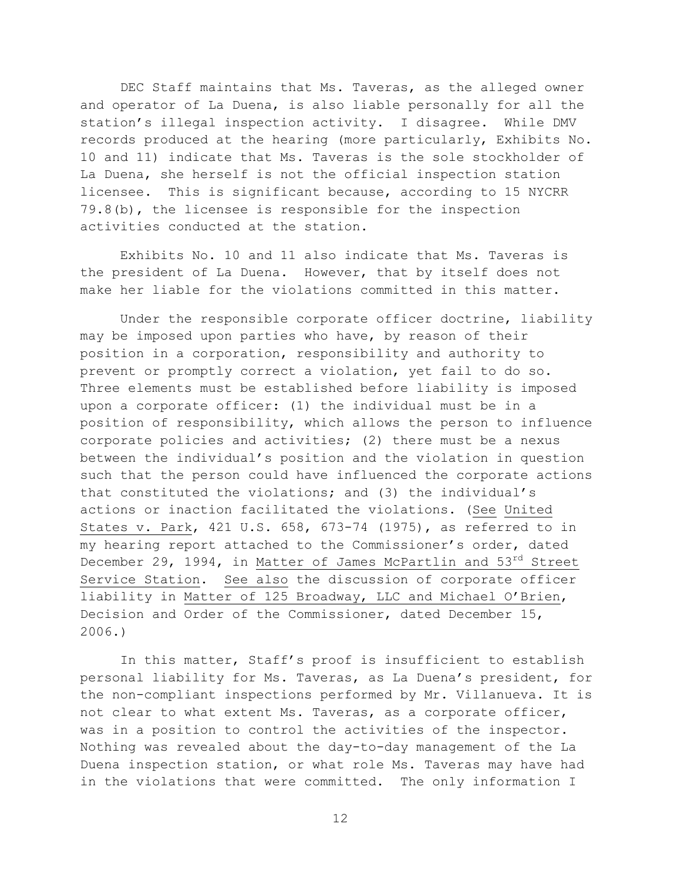DEC Staff maintains that Ms. Taveras, as the alleged owner and operator of La Duena, is also liable personally for all the station's illegal inspection activity. I disagree. While DMV records produced at the hearing (more particularly, Exhibits No. 10 and 11) indicate that Ms. Taveras is the sole stockholder of La Duena, she herself is not the official inspection station licensee. This is significant because, according to 15 NYCRR 79.8(b), the licensee is responsible for the inspection activities conducted at the station.

Exhibits No. 10 and 11 also indicate that Ms. Taveras is the president of La Duena. However, that by itself does not make her liable for the violations committed in this matter.

Under the responsible corporate officer doctrine, liability may be imposed upon parties who have, by reason of their position in a corporation, responsibility and authority to prevent or promptly correct a violation, yet fail to do so. Three elements must be established before liability is imposed upon a corporate officer: (1) the individual must be in a position of responsibility, which allows the person to influence corporate policies and activities; (2) there must be a nexus between the individual's position and the violation in question such that the person could have influenced the corporate actions that constituted the violations; and (3) the individual's actions or inaction facilitated the violations. (See United States v. Park, 421 U.S. 658, 673-74 (1975), as referred to in my hearing report attached to the Commissioner's order, dated December 29, 1994, in Matter of James McPartlin and 53rd Street Service Station. See also the discussion of corporate officer liability in Matter of 125 Broadway, LLC and Michael O'Brien, Decision and Order of the Commissioner, dated December 15, 2006.)

In this matter, Staff's proof is insufficient to establish personal liability for Ms. Taveras, as La Duena's president, for the non-compliant inspections performed by Mr. Villanueva. It is not clear to what extent Ms. Taveras, as a corporate officer, was in a position to control the activities of the inspector. Nothing was revealed about the day-to-day management of the La Duena inspection station, or what role Ms. Taveras may have had in the violations that were committed. The only information I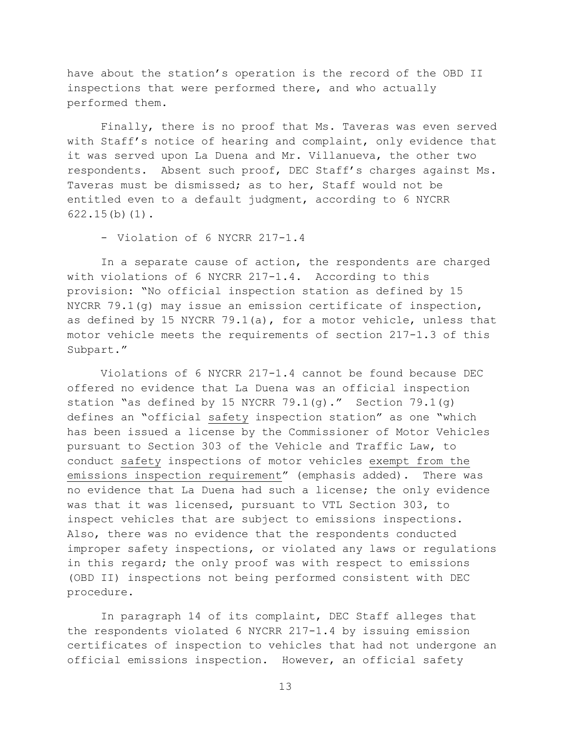have about the station's operation is the record of the OBD II inspections that were performed there, and who actually performed them.

Finally, there is no proof that Ms. Taveras was even served with Staff's notice of hearing and complaint, only evidence that it was served upon La Duena and Mr. Villanueva, the other two respondents. Absent such proof, DEC Staff's charges against Ms. Taveras must be dismissed; as to her, Staff would not be entitled even to a default judgment, according to 6 NYCRR 622.15(b)(1).

- Violation of 6 NYCRR 217-1.4

In a separate cause of action, the respondents are charged with violations of 6 NYCRR 217-1.4. According to this provision: "No official inspection station as defined by 15 NYCRR 79.1(g) may issue an emission certificate of inspection, as defined by 15 NYCRR 79.1(a), for a motor vehicle, unless that motor vehicle meets the requirements of section 217-1.3 of this Subpart."

Violations of 6 NYCRR 217-1.4 cannot be found because DEC offered no evidence that La Duena was an official inspection station "as defined by 15 NYCRR 79.1(g)." Section 79.1(g) defines an "official <u>safety</u> inspection station" as one "which has been issued a license by the Commissioner of Motor Vehicles pursuant to Section 303 of the Vehicle and Traffic Law, to conduct <u>safety</u> inspections of motor vehicles <u>exempt from the emissions inspection requirement</u>" (emphasis added). There was no evidence that La Duena had such a license; the only evidence was that it was licensed, pursuant to VTL Section 303, to inspect vehicles that are subject to emissions inspections. Also, there was no evidence that the respondents conducted improper safety inspections, or violated any laws or regulations in this regard; the only proof was with respect to emissions (OBD II) inspections not being performed consistent with DEC procedure.

In paragraph 14 of its complaint, DEC Staff alleges that the respondents violated 6 NYCRR 217-1.4 by issuing emission certificates of inspection to vehicles that had not undergone an official emissions inspection. However, an official safety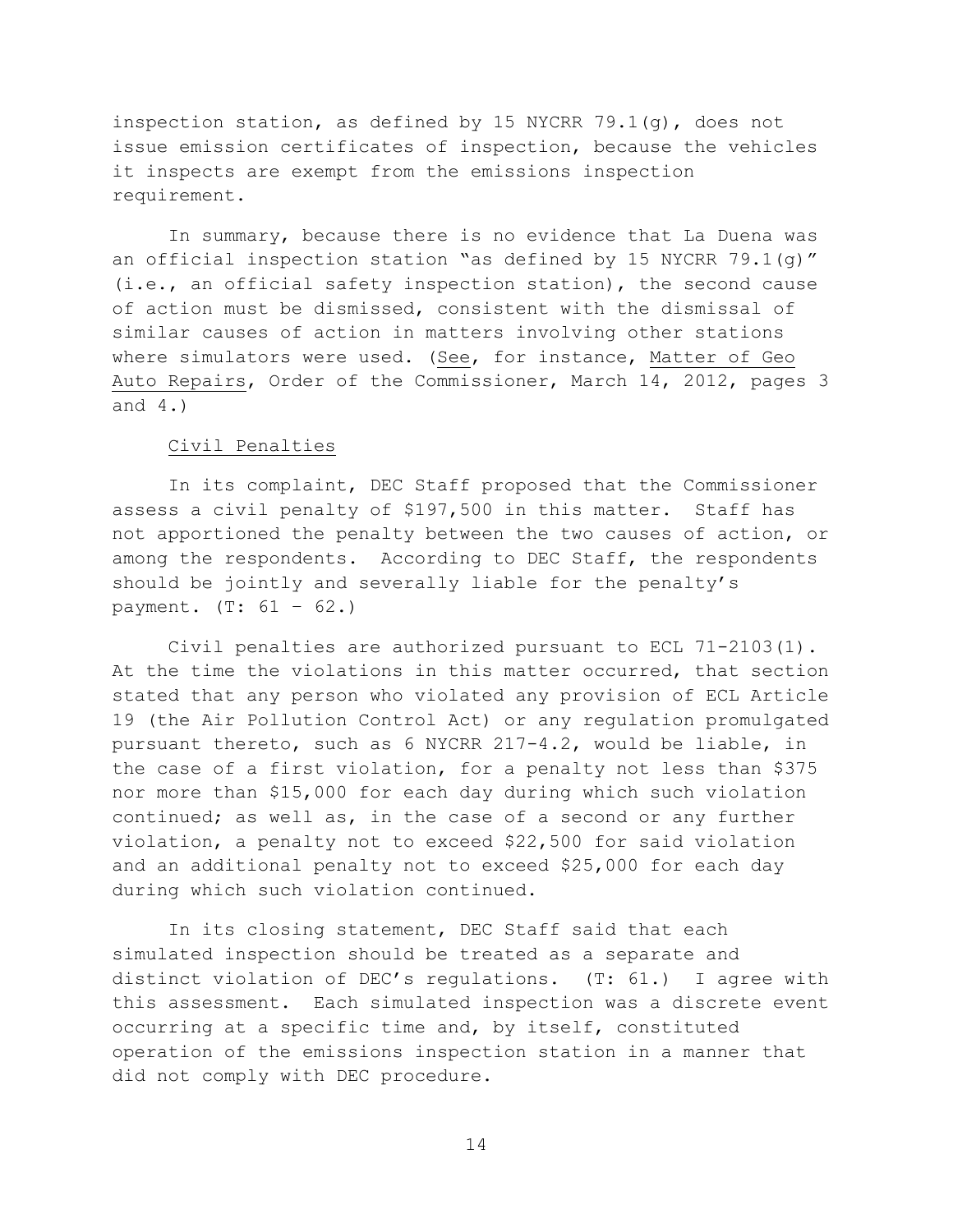inspection station, as defined by 15 NYCRR 79.1(g), does not issue emission certificates of inspection, because the vehicles it inspects are exempt from the emissions inspection requirement.

In summary, because there is no evidence that La Duena was an official inspection station "as defined by 15 NYCRR 79.1(g)" (i.e., an official safety inspection station), the second cause of action must be dismissed, consistent with the dismissal of similar causes of action in matters involving other stations where simulators were used. (See, for instance, Matter of Geo Auto Repairs, Order of the Commissioner, March 14, 2012, pages 3 and 4.)

Civil Penalties

In its complaint, DEC Staff proposed that the Commissioner assess a civil penalty of $197,500 in this matter. Staff has not apportioned the penalty between the two causes of action, or among the respondents. According to DEC Staff, the respondents should be jointly and severally liable for the penalty's payment. (T: 61 – 62.)

Civil penalties are authorized pursuant to ECL 71-2103(1). At the time the violations in this matter occurred, that section stated that any person who violated any provision of ECL Article 19 (the Air Pollution Control Act) or any regulation promulgated pursuant thereto, such as 6 NYCRR 217-4.2, would be liable, in the case of a first violation, for a penalty not less than $375 nor more than $15,000 for each day during which such violation continued; as well as, in the case of a second or any further violation, a penalty not to exceed $22,500 for said violation and an additional penalty not to exceed $25,000 for each day during which such violation continued.

In its closing statement, DEC Staff said that each simulated inspection should be treated as a separate and distinct violation of DEC's regulations. (T: 61.) I agree with this assessment. Each simulated inspection was a discrete event occurring at a specific time and, by itself, constituted operation of the emissions inspection station in a manner that did not comply with DEC procedure.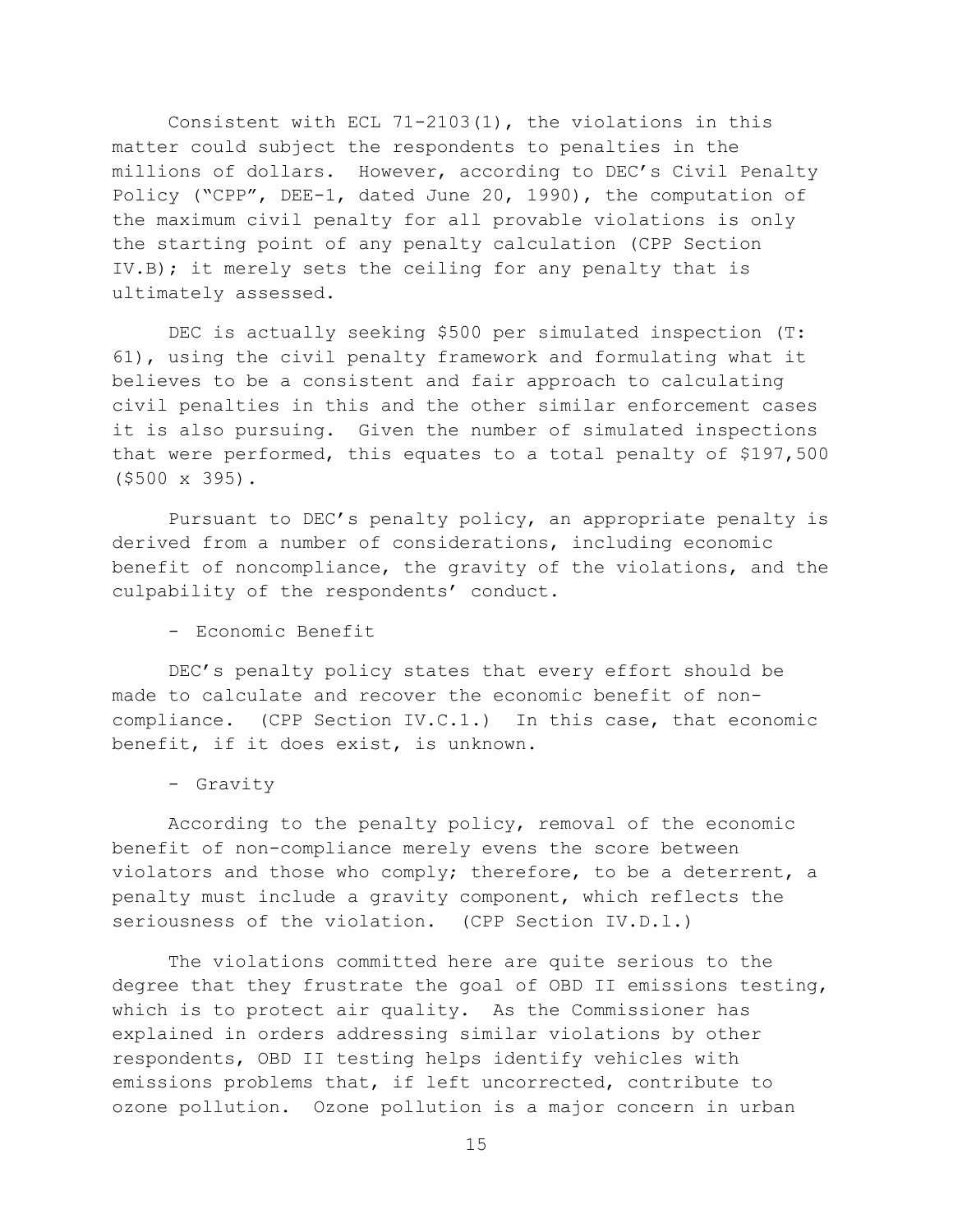Consistent with ECL 71-2103(1), the violations in this matter could subject the respondents to penalties in the millions of dollars. However, according to DEC's Civil Penalty Policy ("CPP", DEE-1, dated June 20, 1990), the computation of the maximum civil penalty for all provable violations is only the starting point of any penalty calculation (CPP Section IV.B); it merely sets the ceiling for any penalty that is ultimately assessed.

DEC is actually seeking \$500 per simulated inspection (T: 61), using the civil penalty framework and formulating what it believes to be a consistent and fair approach to calculating civil penalties in this and the other similar enforcement cases it is also pursuing. Given the number of simulated inspections that were performed, this equates to a total penalty of \$197,500 (\$500 x 395).

Pursuant to DEC's penalty policy, an appropriate penalty is derived from a number of considerations, including economic benefit of noncompliance, the gravity of the violations, and the culpability of the respondents' conduct.

- Economic Benefit

DEC's penalty policy states that every effort should be made to calculate and recover the economic benefit of non-compliance. (CPP Section IV.C.1.) In this case, that economic benefit, if it does exist, is unknown.

- Gravity

According to the penalty policy, removal of the economic benefit of non-compliance merely evens the score between violators and those who comply; therefore, to be a deterrent, a penalty must include a gravity component, which reflects the seriousness of the violation. (CPP Section IV.D.1.)

The violations committed here are quite serious to the degree that they frustrate the goal of OBD II emissions testing, which is to protect air quality. As the Commissioner has explained in orders addressing similar violations by other respondents, OBD II testing helps identify vehicles with emissions problems that, if left uncorrected, contribute to ozone pollution. Ozone pollution is a major concern in urban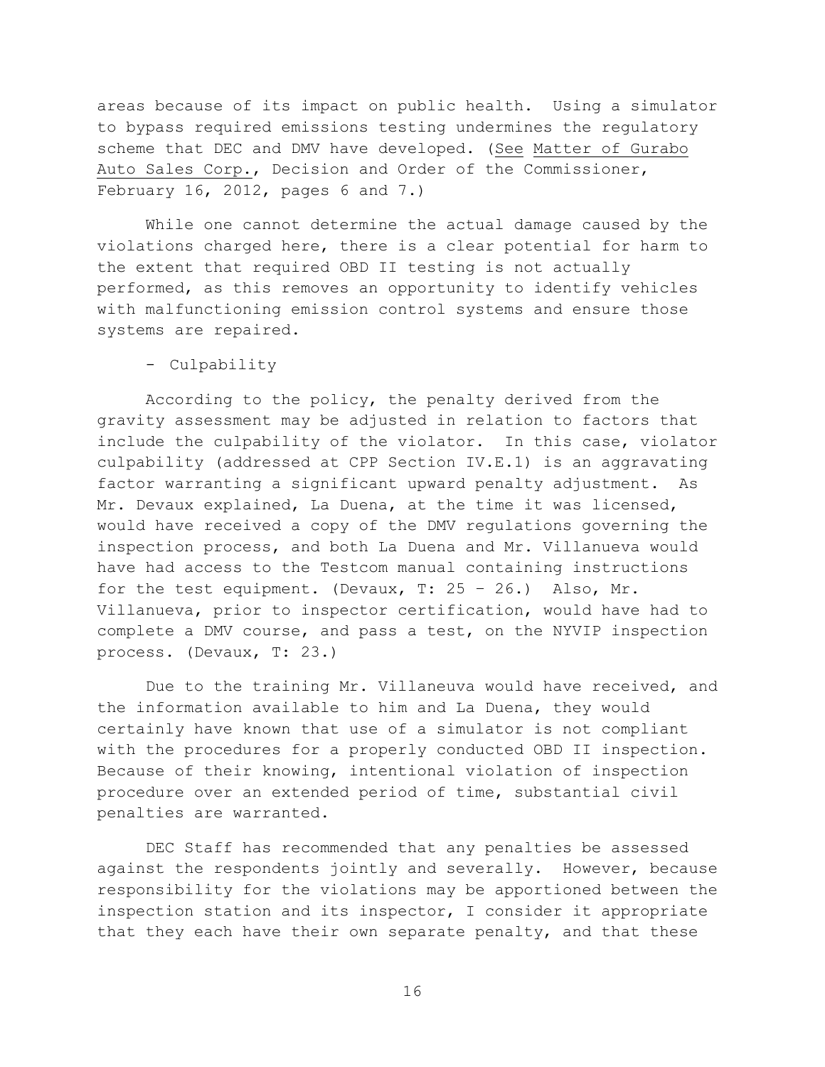areas because of its impact on public health. Using a simulator to bypass required emissions testing undermines the regulatory scheme that DEC and DMV have developed. (See Matter of Gurabo Auto Sales Corp., Decision and Order of the Commissioner, February 16, 2012, pages 6 and 7.)

While one cannot determine the actual damage caused by the violations charged here, there is a clear potential for harm to the extent that required OBD II testing is not actually performed, as this removes an opportunity to identify vehicles with malfunctioning emission control systems and ensure those systems are repaired.

- Culpability

According to the policy, the penalty derived from the gravity assessment may be adjusted in relation to factors that include the culpability of the violator. In this case, violator culpability (addressed at CPP Section IV.E.1) is an aggravating factor warranting a significant upward penalty adjustment. As Mr. Devaux explained, La Duena, at the time it was licensed, would have received a copy of the DMV regulations governing the inspection process, and both La Duena and Mr. Villanueva would have had access to the Testcom manual containing instructions for the test equipment. (Devaux, T: 25 – 26.) Also, Mr. Villanueva, prior to inspector certification, would have had to complete a DMV course, and pass a test, on the NYVIP inspection process. (Devaux, T: 23.)

Due to the training Mr. Villaneuva would have received, and the information available to him and La Duena, they would certainly have known that use of a simulator is not compliant with the procedures for a properly conducted OBD II inspection. Because of their knowing, intentional violation of inspection procedure over an extended period of time, substantial civil penalties are warranted.

DEC Staff has recommended that any penalties be assessed against the respondents jointly and severally. However, because responsibility for the violations may be apportioned between the inspection station and its inspector, I consider it appropriate that they each have their own separate penalty, and that these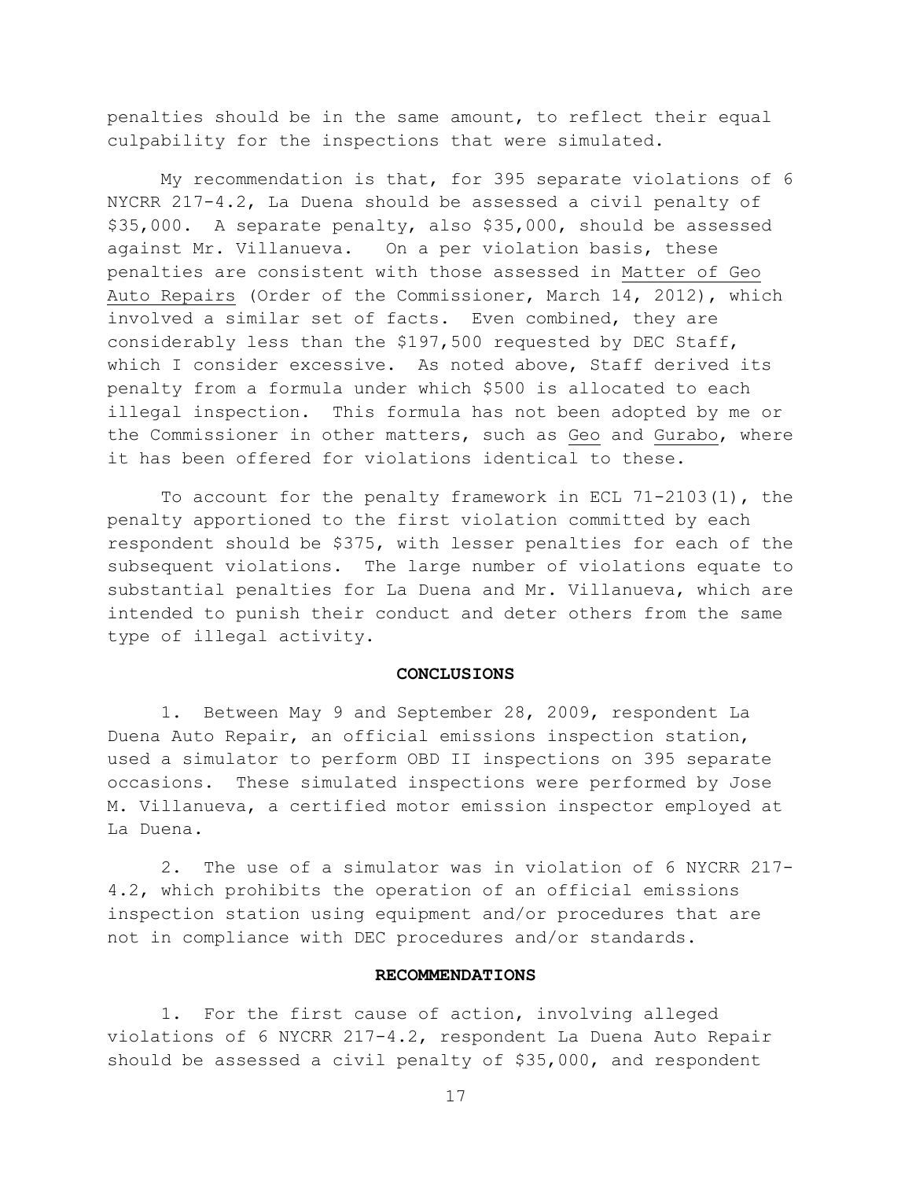penalties should be in the same amount, to reflect their equal culpability for the inspections that were simulated.

My recommendation is that, for 395 separate violations of 6 NYCRR 217-4.2, La Duena should be assessed a civil penalty of $35,000. A separate penalty, also $35,000, should be assessed against Mr. Villanueva. On a per violation basis, these penalties are consistent with those assessed in Matter of Geo Auto Repairs (Order of the Commissioner, March 14, 2012), which involved a similar set of facts. Even combined, they are considerably less than the $197,500 requested by DEC Staff, which I consider excessive. As noted above, Staff derived its penalty from a formula under which $500 is allocated to each illegal inspection. This formula has not been adopted by me or the Commissioner in other matters, such as Geo and Gurabo, where it has been offered for violations identical to these.

To account for the penalty framework in ECL 71-2103(1), the penalty apportioned to the first violation committed by each respondent should be $375, with lesser penalties for each of the subsequent violations. The large number of violations equate to substantial penalties for La Duena and Mr. Villanueva, which are intended to punish their conduct and deter others from the same type of illegal activity.

## CONCLUSIONS

1. Between May 9 and September 28, 2009, respondent La Duena Auto Repair, an official emissions inspection station, used a simulator to perform OBD II inspections on 395 separate occasions. These simulated inspections were performed by Jose M. Villanueva, a certified motor emission inspector employed at La Duena.

2. The use of a simulator was in violation of 6 NYCRR 217-4.2, which prohibits the operation of an official emissions inspection station using equipment and/or procedures that are not in compliance with DEC procedures and/or standards.

## RECOMMENDATIONS

1. For the first cause of action, involving alleged violations of 6 NYCRR 217-4.2, respondent La Duena Auto Repair should be assessed a civil penalty of $35,000, and respondent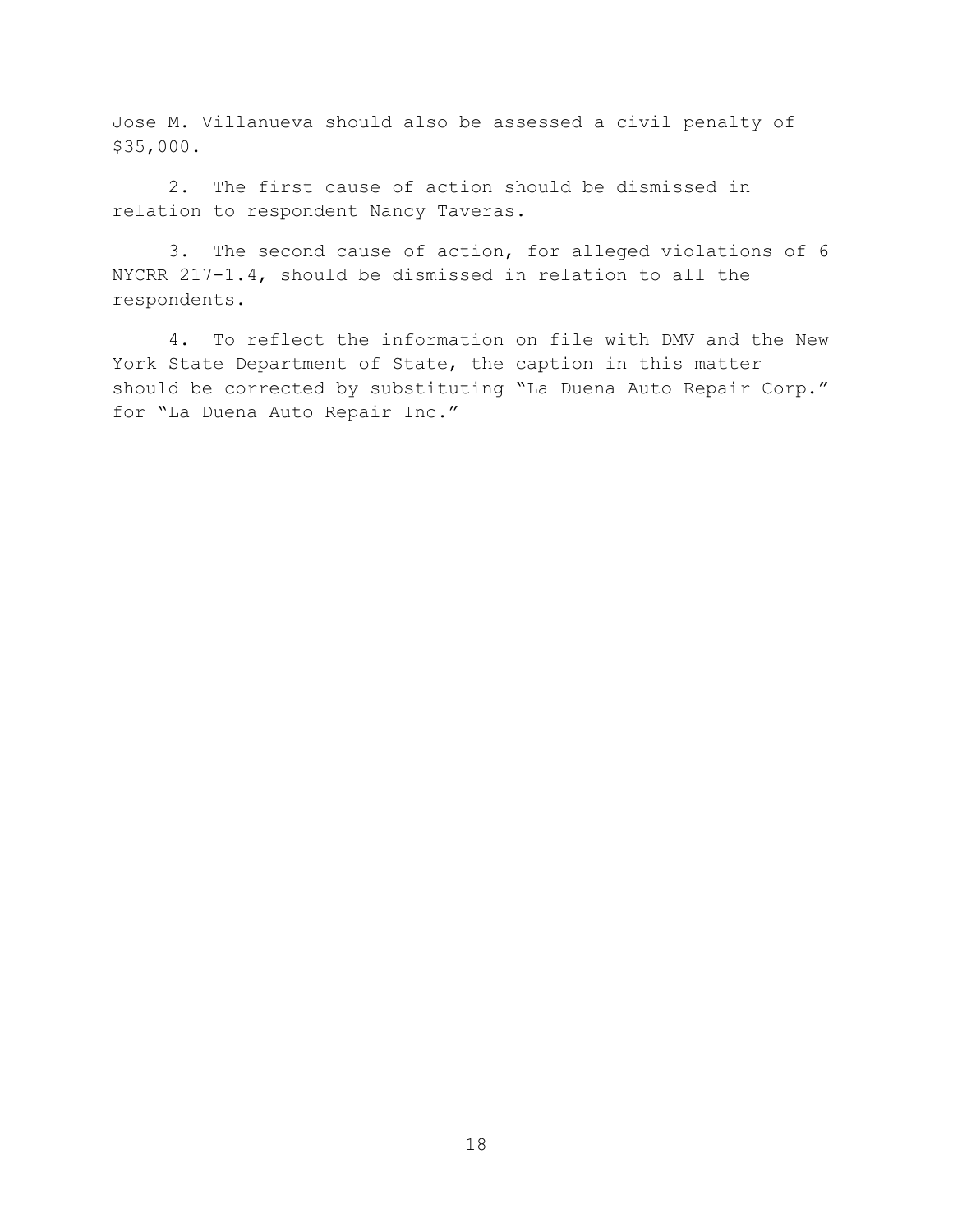Jose M. Villanueva should also be assessed a civil penalty of $35,000.

2. The first cause of action should be dismissed in relation to respondent Nancy Taveras.

3. The second cause of action, for alleged violations of 6 NYCRR 217-1.4, should be dismissed in relation to all the respondents.

4. To reflect the information on file with DMV and the New York State Department of State, the caption in this matter should be corrected by substituting "La Duena Auto Repair Corp." for "La Duena Auto Repair Inc."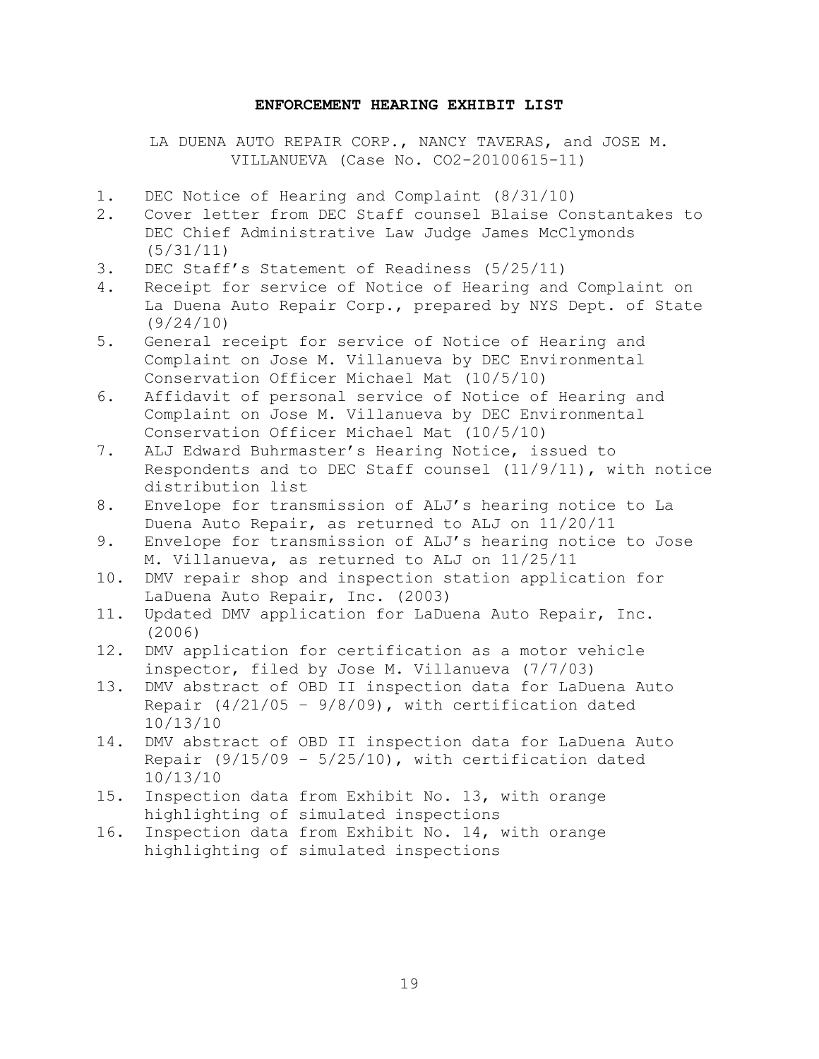**ENFORCEMENT HEARING EXHIBIT LIST**

LA DUENA AUTO REPAIR CORP., NANCY TAVERAS, and JOSE M. VILLANUEVA (Case No. CO2-20100615-11)

1. DEC Notice of Hearing and Complaint (8/31/10)
2. Cover letter from DEC Staff counsel Blaise Constantakes to DEC Chief Administrative Law Judge James McClymonds (5/31/11)
3. DEC Staff's Statement of Readiness (5/25/11)
4. Receipt for service of Notice of Hearing and Complaint on La Duena Auto Repair Corp., prepared by NYS Dept. of State (9/24/10)
5. General receipt for service of Notice of Hearing and Complaint on Jose M. Villanueva by DEC Environmental Conservation Officer Michael Mat (10/5/10)
6. Affidavit of personal service of Notice of Hearing and Complaint on Jose M. Villanueva by DEC Environmental Conservation Officer Michael Mat (10/5/10)
7. ALJ Edward Buhrmaster's Hearing Notice, issued to Respondents and to DEC Staff counsel (11/9/11), with notice distribution list
8. Envelope for transmission of ALJ's hearing notice to La Duena Auto Repair, as returned to ALJ on 11/20/11
9. Envelope for transmission of ALJ's hearing notice to Jose M. Villanueva, as returned to ALJ on 11/25/11
10. DMV repair shop and inspection station application for LaDuena Auto Repair, Inc. (2003)
11. Updated DMV application for LaDuena Auto Repair, Inc. (2006)
12. DMV application for certification as a motor vehicle inspector, filed by Jose M. Villanueva (7/7/03)
13. DMV abstract of OBD II inspection data for LaDuena Auto Repair (4/21/05 – 9/8/09), with certification dated 10/13/10
14. DMV abstract of OBD II inspection data for LaDuena Auto Repair (9/15/09 – 5/25/10), with certification dated 10/13/10
15. Inspection data from Exhibit No. 13, with orange highlighting of simulated inspections
16. Inspection data from Exhibit No. 14, with orange highlighting of simulated inspections